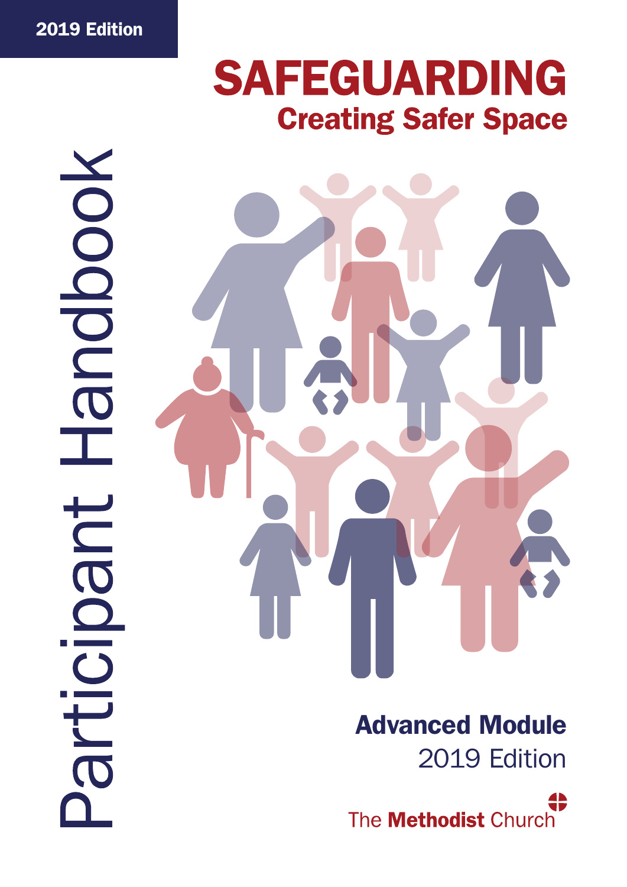2019 Edition

# SAFEGUARDING

## Creating Safer Space

Participant Handbook

**Advanced Module**

2019 Edition

The **Methodist** Church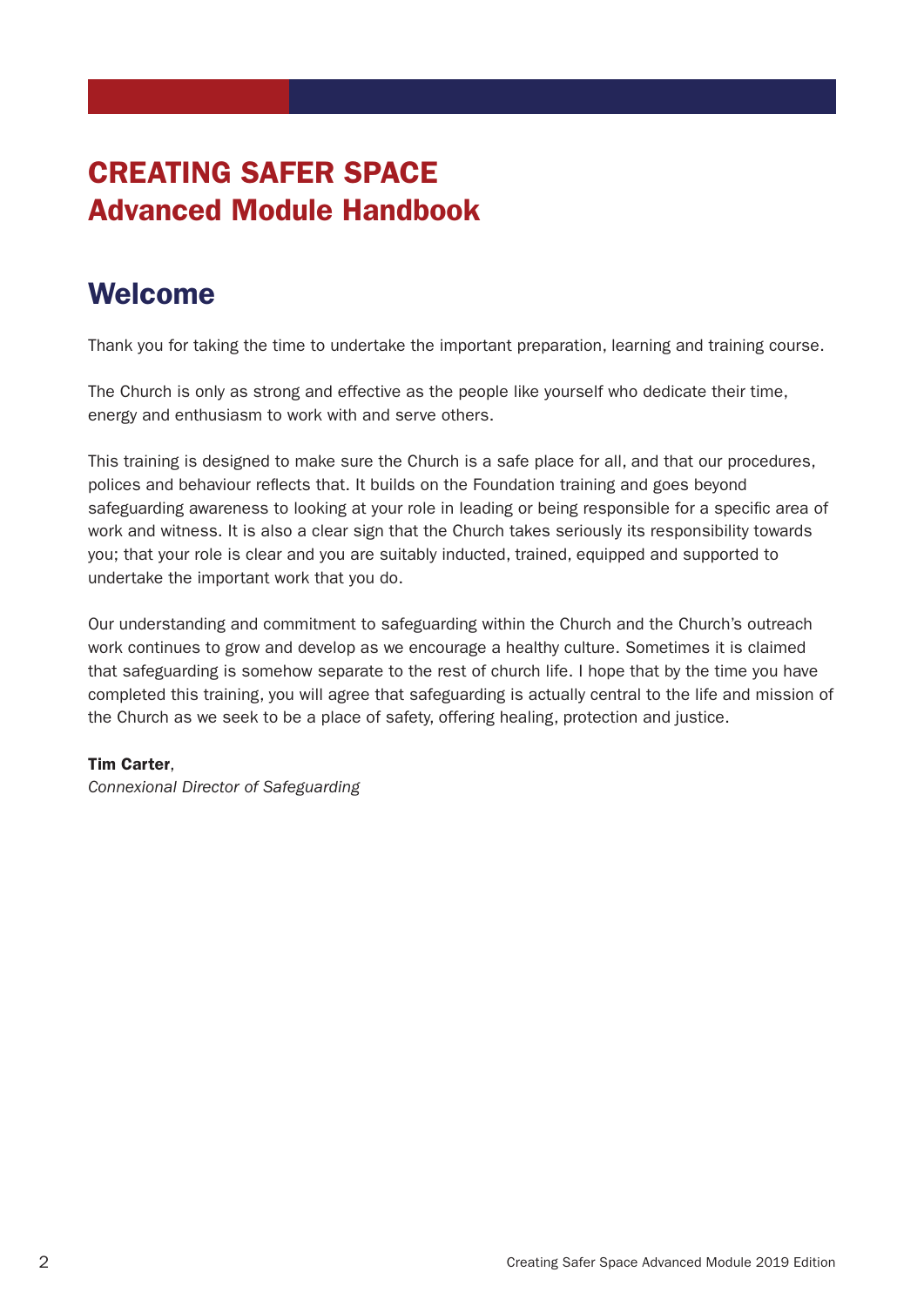# CREATING SAFER SPACE
# Advanced Module Handbook

## Welcome

Thank you for taking the time to undertake the important preparation, learning and training course.

The Church is only as strong and effective as the people like yourself who dedicate their time, energy and enthusiasm to work with and serve others.

This training is designed to make sure the Church is a safe place for all, and that our procedures, polices and behaviour reflects that. It builds on the Foundation training and goes beyond safeguarding awareness to looking at your role in leading or being responsible for a specific area of work and witness. It is also a clear sign that the Church takes seriously its responsibility towards you; that your role is clear and you are suitably inducted, trained, equipped and supported to undertake the important work that you do.

Our understanding and commitment to safeguarding within the Church and the Church's outreach work continues to grow and develop as we encourage a healthy culture. Sometimes it is claimed that safeguarding is somehow separate to the rest of church life. I hope that by the time you have completed this training, you will agree that safeguarding is actually central to the life and mission of the Church as we seek to be a place of safety, offering healing, protection and justice.

**Tim Carter**,
*Connexional Director of Safeguarding*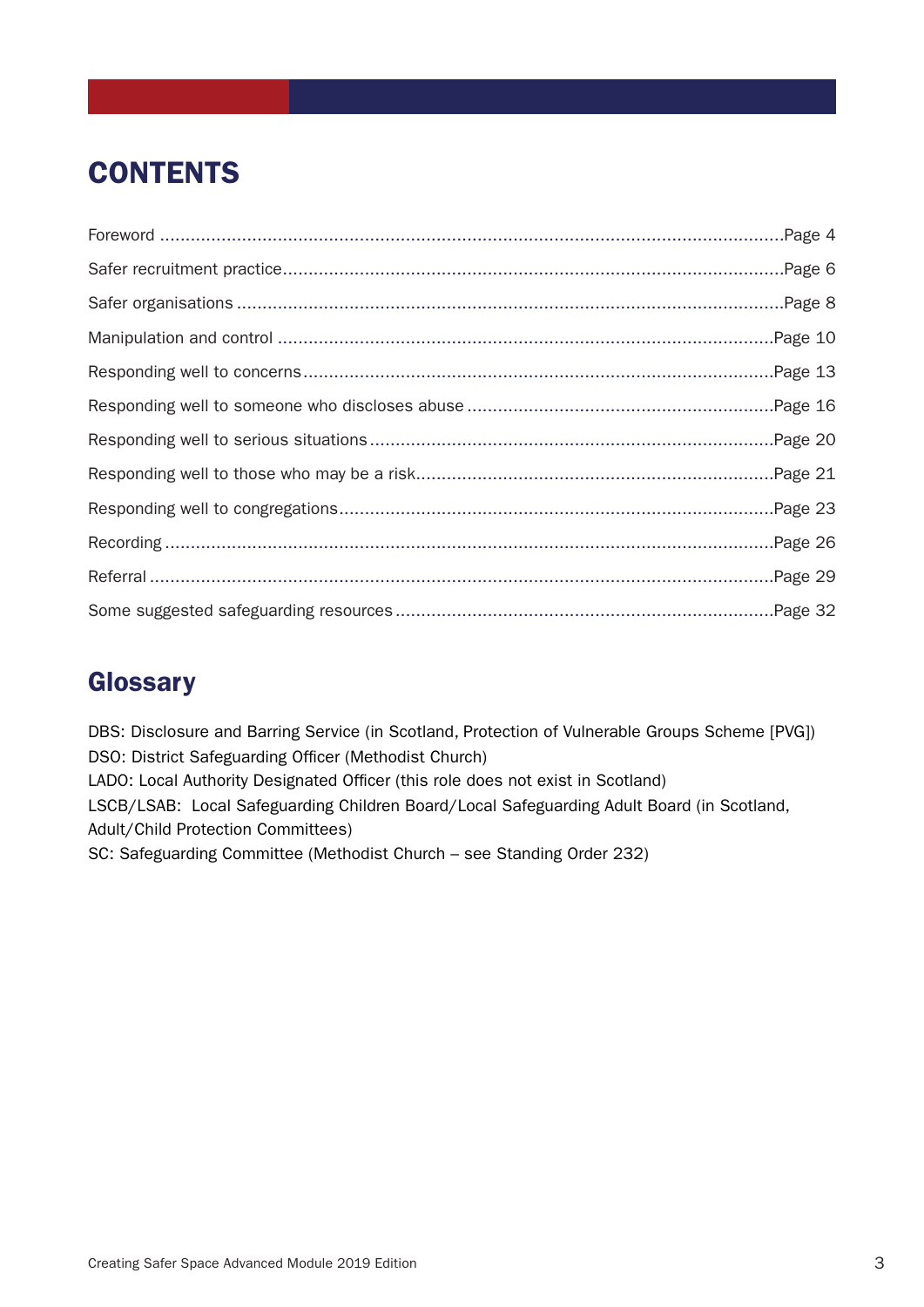# CONTENTS

Foreword ............................................................................................................................Page 4

Safer recruitment practice.................................................................................................Page 6

Safer organisations ..........................................................................................................Page 8

Manipulation and control .................................................................................................Page 10

Responding well to concerns...........................................................................................Page 13

Responding well to someone who discloses abuse ............................................................Page 16

Responding well to serious situations...............................................................................Page 20

Responding well to those who may be a risk.....................................................................Page 21

Responding well to congregations.....................................................................................Page 23

Recording .........................................................................................................................Page 26

Referral ............................................................................................................................Page 29

Some suggested safeguarding resources .........................................................................Page 32

## Glossary

DBS: Disclosure and Barring Service (in Scotland, Protection of Vulnerable Groups Scheme [PVG])
DSO: District Safeguarding Officer (Methodist Church)
LADO: Local Authority Designated Officer (this role does not exist in Scotland)
LSCB/LSAB: Local Safeguarding Children Board/Local Safeguarding Adult Board (in Scotland, Adult/Child Protection Committees)
SC: Safeguarding Committee (Methodist Church – see Standing Order 232)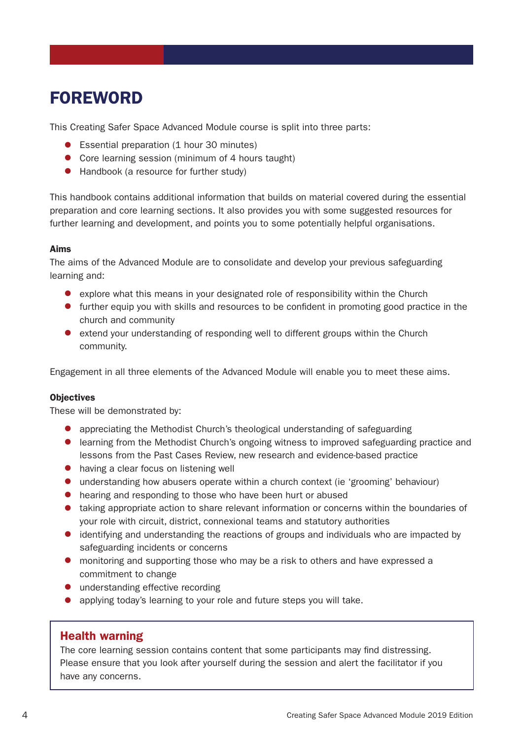# FOREWORD

This Creating Safer Space Advanced Module course is split into three parts:

- Essential preparation (1 hour 30 minutes)
- Core learning session (minimum of 4 hours taught)
- Handbook (a resource for further study)

This handbook contains additional information that builds on material covered during the essential preparation and core learning sections. It also provides you with some suggested resources for further learning and development, and points you to some potentially helpful organisations.

**Aims**

The aims of the Advanced Module are to consolidate and develop your previous safeguarding learning and:

- explore what this means in your designated role of responsibility within the Church
- further equip you with skills and resources to be confident in promoting good practice in the church and community
- extend your understanding of responding well to different groups within the Church community.

Engagement in all three elements of the Advanced Module will enable you to meet these aims.

**Objectives**

These will be demonstrated by:

- appreciating the Methodist Church's theological understanding of safeguarding
- learning from the Methodist Church's ongoing witness to improved safeguarding practice and lessons from the Past Cases Review, new research and evidence-based practice
- having a clear focus on listening well
- understanding how abusers operate within a church context (ie 'grooming' behaviour)
- hearing and responding to those who have been hurt or abused
- taking appropriate action to share relevant information or concerns within the boundaries of your role with circuit, district, connexional teams and statutory authorities
- identifying and understanding the reactions of groups and individuals who are impacted by safeguarding incidents or concerns
- monitoring and supporting those who may be a risk to others and have expressed a commitment to change
- understanding effective recording
- applying today's learning to your role and future steps you will take.

## Health warning

The core learning session contains content that some participants may find distressing. Please ensure that you look after yourself during the session and alert the facilitator if you have any concerns.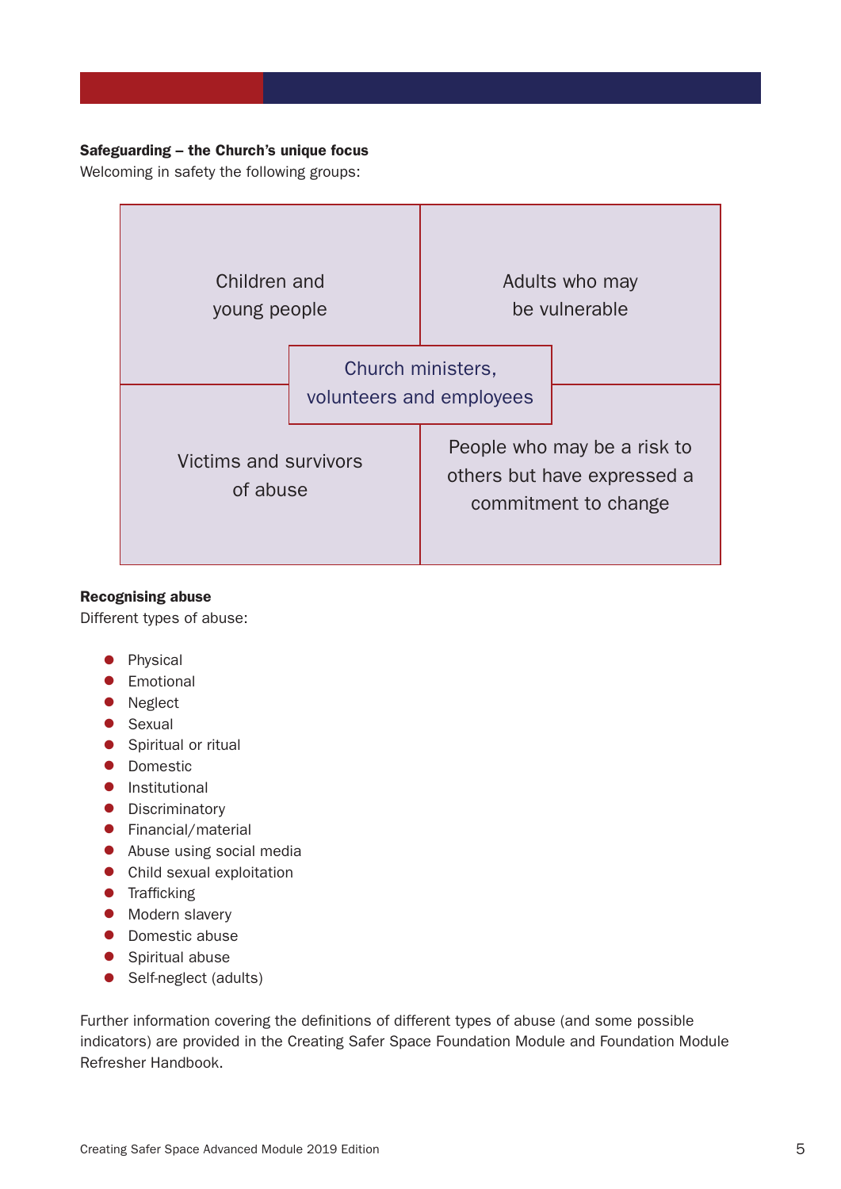**Safeguarding – the Church's unique focus**

Welcoming in safety the following groups:

| | |
|---|---|
| Children and young people | Adults who may be vulnerable |
| Victims and survivors of abuse | People who may be a risk to others but have expressed a commitment to change |

Church ministers, volunteers and employees

**Recognising abuse**

Different types of abuse:

- Physical
- Emotional
- Neglect
- Sexual
- Spiritual or ritual
- Domestic
- Institutional
- Discriminatory
- Financial/material
- Abuse using social media
- Child sexual exploitation
- Trafficking
- Modern slavery
- Domestic abuse
- Spiritual abuse
- Self-neglect (adults)

Further information covering the definitions of different types of abuse (and some possible indicators) are provided in the Creating Safer Space Foundation Module and Foundation Module Refresher Handbook.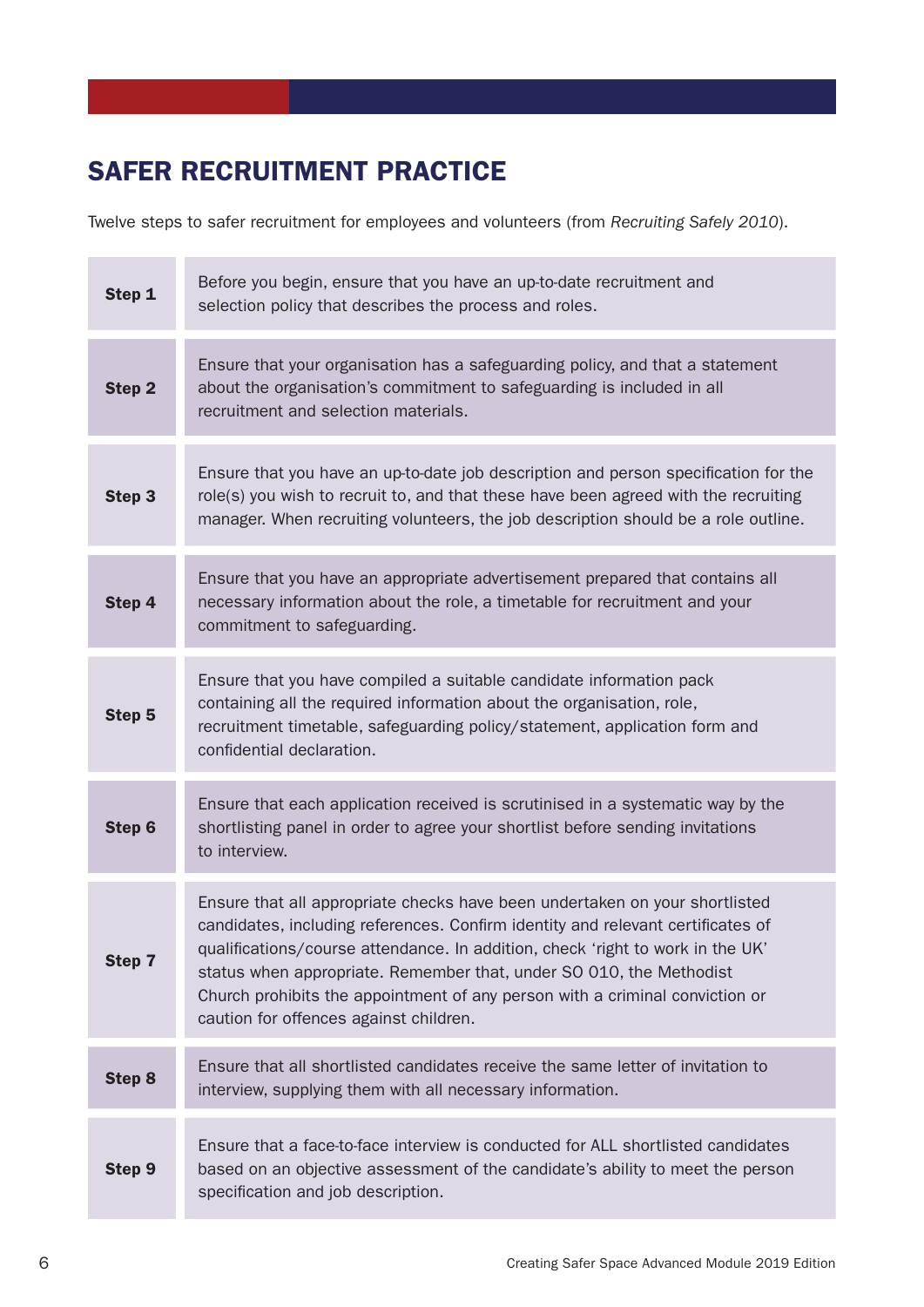## SAFER RECRUITMENT PRACTICE

Twelve steps to safer recruitment for employees and volunteers (from *Recruiting Safely 2010*).

| | |
|---|---|
| **Step 1** | Before you begin, ensure that you have an up-to-date recruitment and selection policy that describes the process and roles. |
| **Step 2** | Ensure that your organisation has a safeguarding policy, and that a statement about the organisation's commitment to safeguarding is included in all recruitment and selection materials. |
| **Step 3** | Ensure that you have an up-to-date job description and person specification for the role(s) you wish to recruit to, and that these have been agreed with the recruiting manager. When recruiting volunteers, the job description should be a role outline. |
| **Step 4** | Ensure that you have an appropriate advertisement prepared that contains all necessary information about the role, a timetable for recruitment and your commitment to safeguarding. |
| **Step 5** | Ensure that you have compiled a suitable candidate information pack containing all the required information about the organisation, role, recruitment timetable, safeguarding policy/statement, application form and confidential declaration. |
| **Step 6** | Ensure that each application received is scrutinised in a systematic way by the shortlisting panel in order to agree your shortlist before sending invitations to interview. |
| **Step 7** | Ensure that all appropriate checks have been undertaken on your shortlisted candidates, including references. Confirm identity and relevant certificates of qualifications/course attendance. In addition, check 'right to work in the UK' status when appropriate. Remember that, under SO 010, the Methodist Church prohibits the appointment of any person with a criminal conviction or caution for offences against children. |
| **Step 8** | Ensure that all shortlisted candidates receive the same letter of invitation to interview, supplying them with all necessary information. |
| **Step 9** | Ensure that a face-to-face interview is conducted for ALL shortlisted candidates based on an objective assessment of the candidate's ability to meet the person specification and job description. |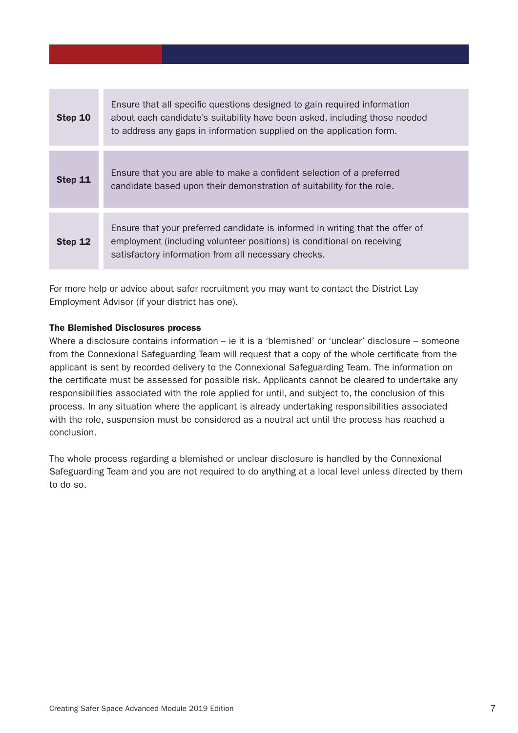| | |
|---|---|
| **Step 10** | Ensure that all specific questions designed to gain required information about each candidate's suitability have been asked, including those needed to address any gaps in information supplied on the application form. |
| **Step 11** | Ensure that you are able to make a confident selection of a preferred candidate based upon their demonstration of suitability for the role. |
| **Step 12** | Ensure that your preferred candidate is informed in writing that the offer of employment (including volunteer positions) is conditional on receiving satisfactory information from all necessary checks. |

For more help or advice about safer recruitment you may want to contact the District Lay Employment Advisor (if your district has one).

**The Blemished Disclosures process**

Where a disclosure contains information – ie it is a 'blemished' or 'unclear' disclosure – someone from the Connexional Safeguarding Team will request that a copy of the whole certificate from the applicant is sent by recorded delivery to the Connexional Safeguarding Team. The information on the certificate must be assessed for possible risk. Applicants cannot be cleared to undertake any responsibilities associated with the role applied for until, and subject to, the conclusion of this process. In any situation where the applicant is already undertaking responsibilities associated with the role, suspension must be considered as a neutral act until the process has reached a conclusion.

The whole process regarding a blemished or unclear disclosure is handled by the Connexional Safeguarding Team and you are not required to do anything at a local level unless directed by them to do so.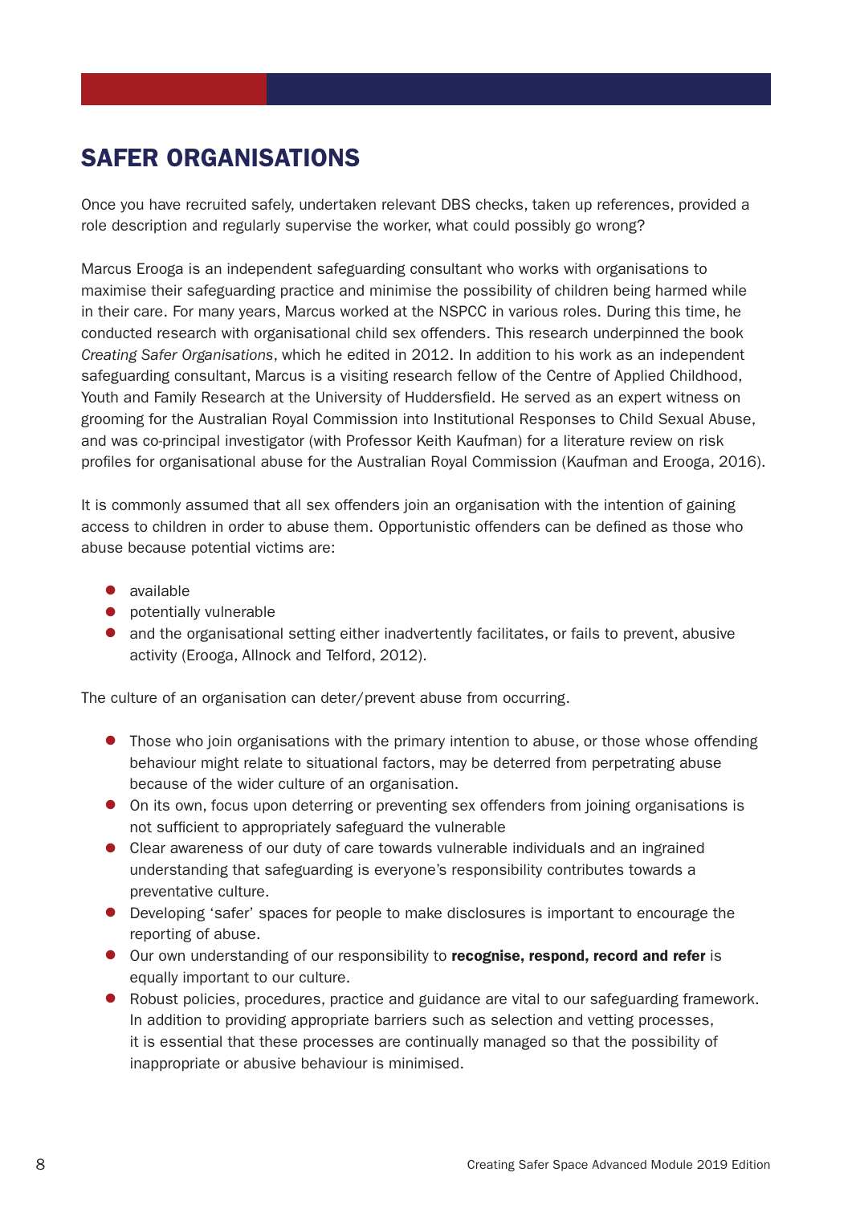## SAFER ORGANISATIONS

Once you have recruited safely, undertaken relevant DBS checks, taken up references, provided a role description and regularly supervise the worker, what could possibly go wrong?

Marcus Erooga is an independent safeguarding consultant who works with organisations to maximise their safeguarding practice and minimise the possibility of children being harmed while in their care. For many years, Marcus worked at the NSPCC in various roles. During this time, he conducted research with organisational child sex offenders. This research underpinned the book *Creating Safer Organisations*, which he edited in 2012. In addition to his work as an independent safeguarding consultant, Marcus is a visiting research fellow of the Centre of Applied Childhood, Youth and Family Research at the University of Huddersfield. He served as an expert witness on grooming for the Australian Royal Commission into Institutional Responses to Child Sexual Abuse, and was co-principal investigator (with Professor Keith Kaufman) for a literature review on risk profiles for organisational abuse for the Australian Royal Commission (Kaufman and Erooga, 2016).

It is commonly assumed that all sex offenders join an organisation with the intention of gaining access to children in order to abuse them. Opportunistic offenders can be defined as those who abuse because potential victims are:

- available
- potentially vulnerable
- and the organisational setting either inadvertently facilitates, or fails to prevent, abusive activity (Erooga, Allnock and Telford, 2012).

The culture of an organisation can deter/prevent abuse from occurring.

- Those who join organisations with the primary intention to abuse, or those whose offending behaviour might relate to situational factors, may be deterred from perpetrating abuse because of the wider culture of an organisation.
- On its own, focus upon deterring or preventing sex offenders from joining organisations is not sufficient to appropriately safeguard the vulnerable
- Clear awareness of our duty of care towards vulnerable individuals and an ingrained understanding that safeguarding is everyone's responsibility contributes towards a preventative culture.
- Developing 'safer' spaces for people to make disclosures is important to encourage the reporting of abuse.
- Our own understanding of our responsibility to **recognise, respond, record and refer** is equally important to our culture.
- Robust policies, procedures, practice and guidance are vital to our safeguarding framework. In addition to providing appropriate barriers such as selection and vetting processes, it is essential that these processes are continually managed so that the possibility of inappropriate or abusive behaviour is minimised.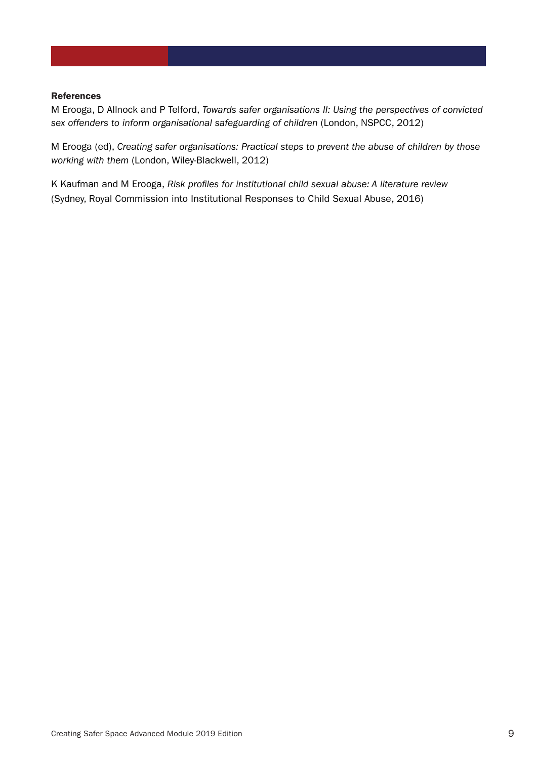**References**

M Erooga, D Allnock and P Telford, *Towards safer organisations II: Using the perspectives of convicted sex offenders to inform organisational safeguarding of children* (London, NSPCC, 2012)

M Erooga (ed), *Creating safer organisations: Practical steps to prevent the abuse of children by those working with them* (London, Wiley-Blackwell, 2012)

K Kaufman and M Erooga, *Risk profiles for institutional child sexual abuse: A literature review* (Sydney, Royal Commission into Institutional Responses to Child Sexual Abuse, 2016)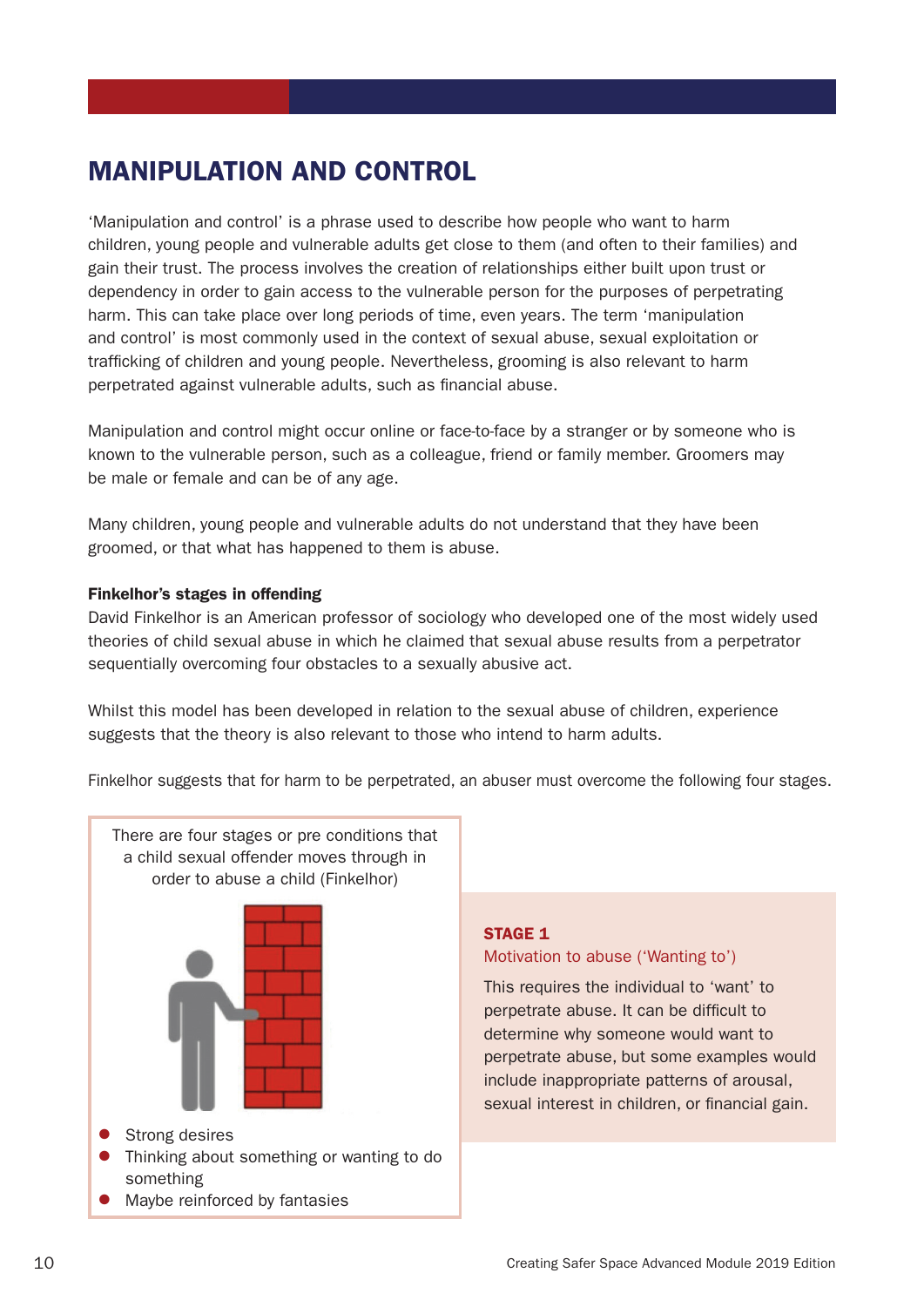## MANIPULATION AND CONTROL

'Manipulation and control' is a phrase used to describe how people who want to harm children, young people and vulnerable adults get close to them (and often to their families) and gain their trust. The process involves the creation of relationships either built upon trust or dependency in order to gain access to the vulnerable person for the purposes of perpetrating harm. This can take place over long periods of time, even years. The term 'manipulation and control' is most commonly used in the context of sexual abuse, sexual exploitation or trafficking of children and young people. Nevertheless, grooming is also relevant to harm perpetrated against vulnerable adults, such as financial abuse.

Manipulation and control might occur online or face-to-face by a stranger or by someone who is known to the vulnerable person, such as a colleague, friend or family member. Groomers may be male or female and can be of any age.

Many children, young people and vulnerable adults do not understand that they have been groomed, or that what has happened to them is abuse.

**Finkelhor's stages in offending**

David Finkelhor is an American professor of sociology who developed one of the most widely used theories of child sexual abuse in which he claimed that sexual abuse results from a perpetrator sequentially overcoming four obstacles to a sexually abusive act.

Whilst this model has been developed in relation to the sexual abuse of children, experience suggests that the theory is also relevant to those who intend to harm adults.

Finkelhor suggests that for harm to be perpetrated, an abuser must overcome the following four stages.

There are four stages or pre conditions that a child sexual offender moves through in order to abuse a child (Finkelhor)

- Strong desires
- Thinking about something or wanting to do something
- Maybe reinforced by fantasies

**STAGE 1**

Motivation to abuse ('Wanting to')

This requires the individual to 'want' to perpetrate abuse. It can be difficult to determine why someone would want to perpetrate abuse, but some examples would include inappropriate patterns of arousal, sexual interest in children, or financial gain.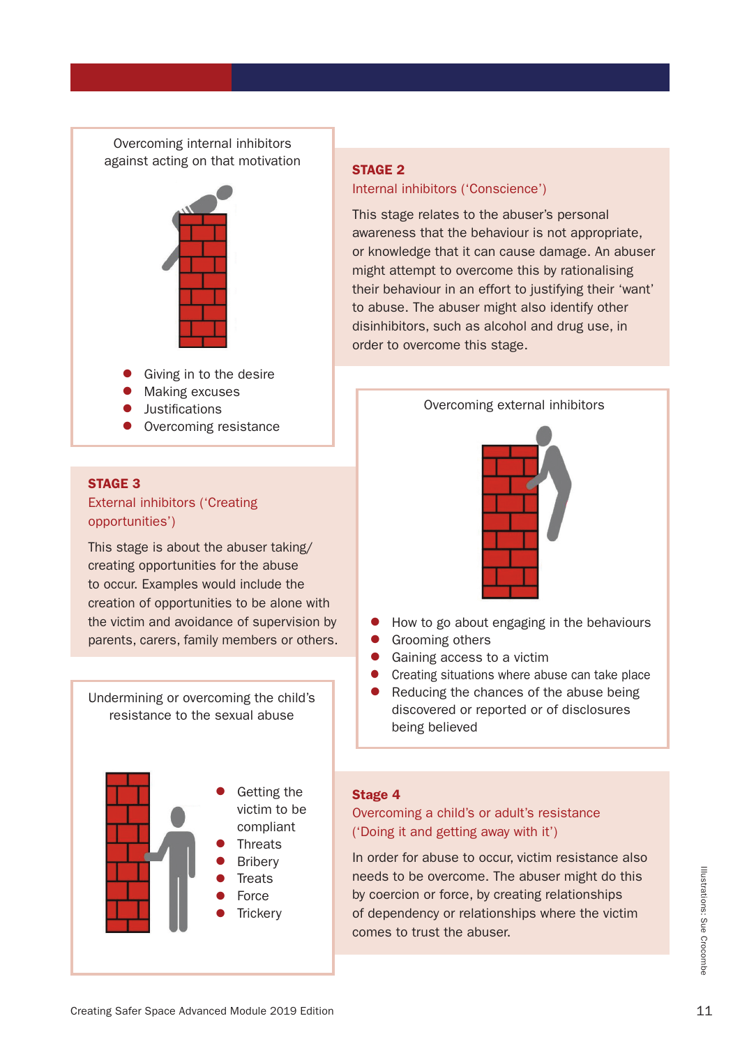Overcoming internal inhibitors against acting on that motivation

- Giving in to the desire
- Making excuses
- Justifications
- Overcoming resistance

**STAGE 2**

Internal inhibitors ('Conscience')

This stage relates to the abuser's personal awareness that the behaviour is not appropriate, or knowledge that it can cause damage. An abuser might attempt to overcome this by rationalising their behaviour in an effort to justifying their 'want' to abuse. The abuser might also identify other disinhibitors, such as alcohol and drug use, in order to overcome this stage.

Overcoming external inhibitors

- How to go about engaging in the behaviours
- Grooming others
- Gaining access to a victim
- Creating situations where abuse can take place
- Reducing the chances of the abuse being discovered or reported or of disclosures being believed

**STAGE 3**

External inhibitors ('Creating opportunities')

This stage is about the abuser taking/creating opportunities for the abuse to occur. Examples would include the creation of opportunities to be alone with the victim and avoidance of supervision by parents, carers, family members or others.

Undermining or overcoming the child's resistance to the sexual abuse

- Getting the victim to be compliant
- Threats
- Bribery
- Treats
- Force
- Trickery

**Stage 4**

Overcoming a child's or adult's resistance ('Doing it and getting away with it')

In order for abuse to occur, victim resistance also needs to be overcome. The abuser might do this by coercion or force, by creating relationships of dependency or relationships where the victim comes to trust the abuser.

Illustrations: Sue Crocombe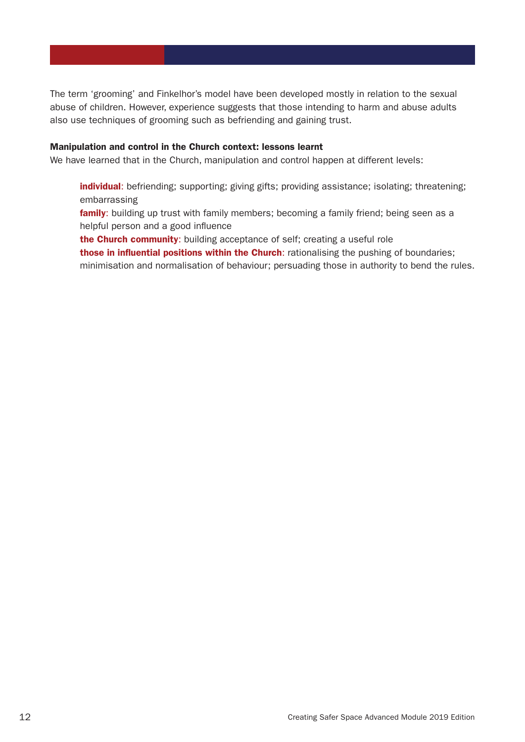The term 'grooming' and Finkelhor's model have been developed mostly in relation to the sexual abuse of children. However, experience suggests that those intending to harm and abuse adults also use techniques of grooming such as befriending and gaining trust.

**Manipulation and control in the Church context: lessons learnt**

We have learned that in the Church, manipulation and control happen at different levels:

- **individual**: befriending; supporting; giving gifts; providing assistance; isolating; threatening; embarrassing
- **family**: building up trust with family members; becoming a family friend; being seen as a helpful person and a good influence
- **the Church community**: building acceptance of self; creating a useful role
- **those in influential positions within the Church**: rationalising the pushing of boundaries; minimisation and normalisation of behaviour; persuading those in authority to bend the rules.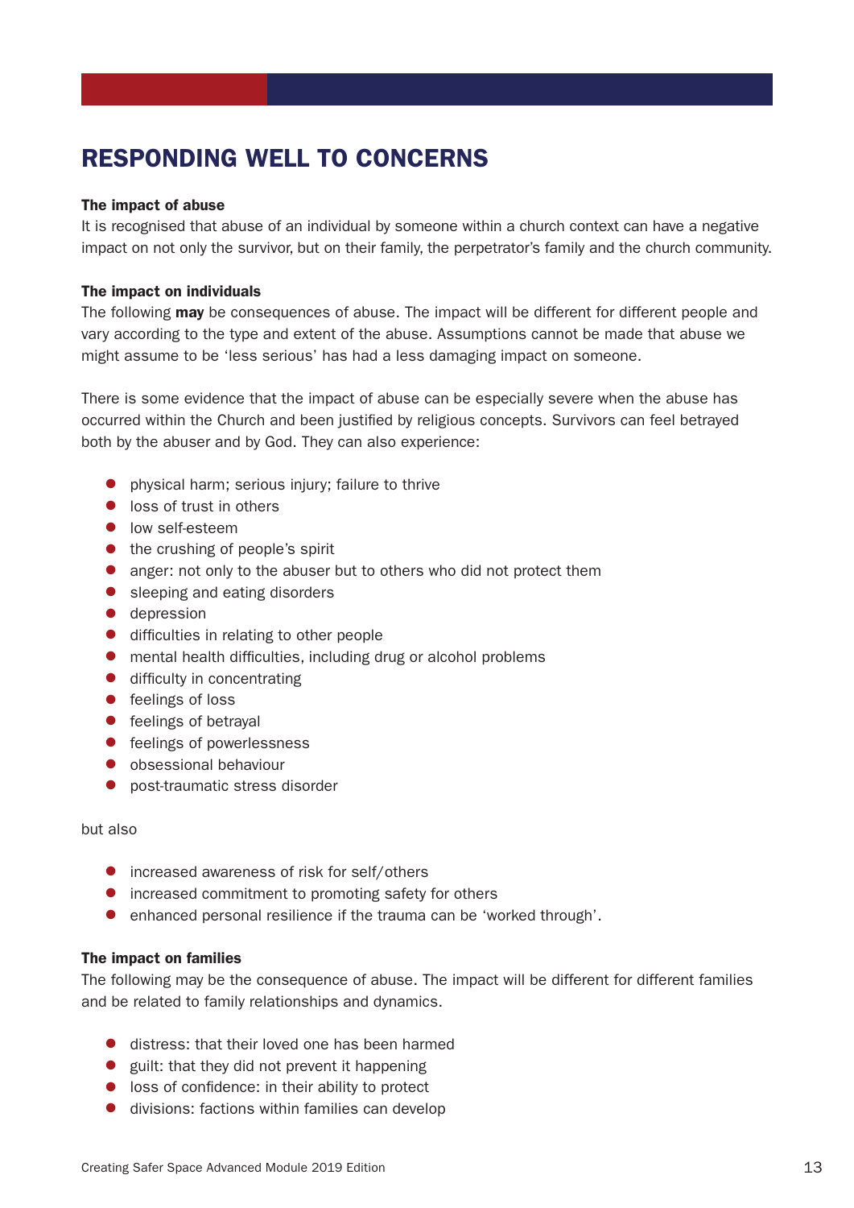# RESPONDING WELL TO CONCERNS

**The impact of abuse**

It is recognised that abuse of an individual by someone within a church context can have a negative impact on not only the survivor, but on their family, the perpetrator's family and the church community.

**The impact on individuals**

The following **may** be consequences of abuse. The impact will be different for different people and vary according to the type and extent of the abuse. Assumptions cannot be made that abuse we might assume to be 'less serious' has had a less damaging impact on someone.

There is some evidence that the impact of abuse can be especially severe when the abuse has occurred within the Church and been justified by religious concepts. Survivors can feel betrayed both by the abuser and by God. They can also experience:

- physical harm; serious injury; failure to thrive
- loss of trust in others
- low self-esteem
- the crushing of people's spirit
- anger: not only to the abuser but to others who did not protect them
- sleeping and eating disorders
- depression
- difficulties in relating to other people
- mental health difficulties, including drug or alcohol problems
- difficulty in concentrating
- feelings of loss
- feelings of betrayal
- feelings of powerlessness
- obsessional behaviour
- post-traumatic stress disorder

but also

- increased awareness of risk for self/others
- increased commitment to promoting safety for others
- enhanced personal resilience if the trauma can be 'worked through'.

**The impact on families**

The following may be the consequence of abuse. The impact will be different for different families and be related to family relationships and dynamics.

- distress: that their loved one has been harmed
- guilt: that they did not prevent it happening
- loss of confidence: in their ability to protect
- divisions: factions within families can develop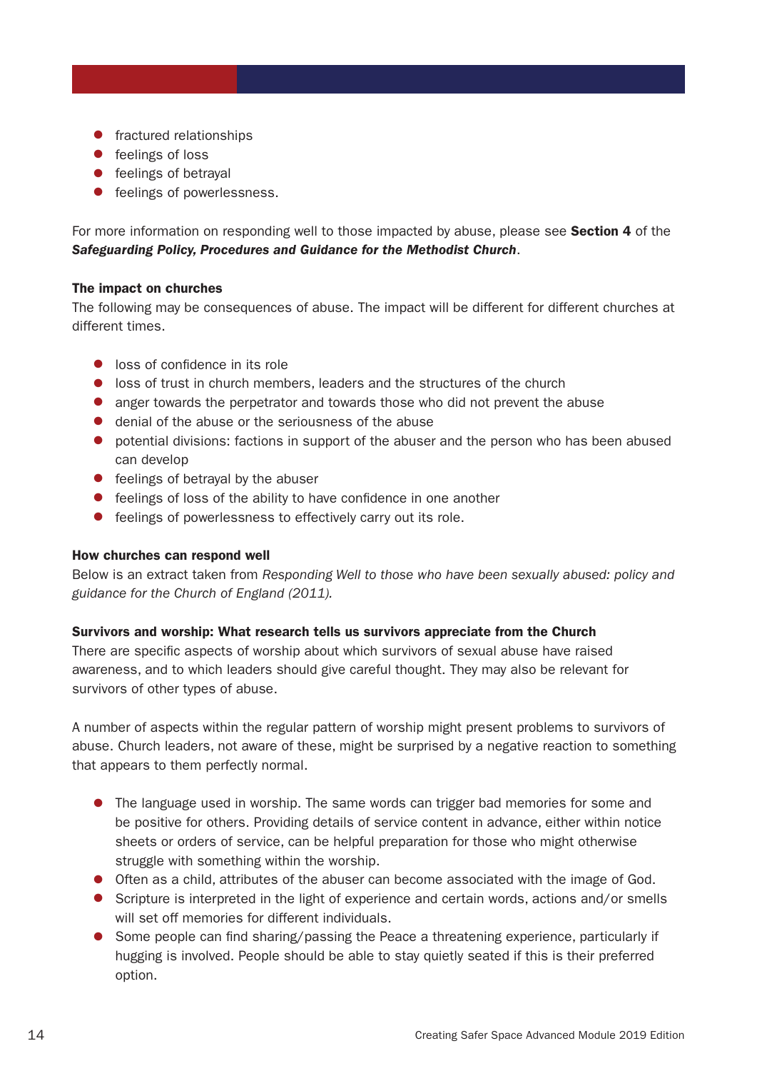- fractured relationships
- feelings of loss
- feelings of betrayal
- feelings of powerlessness.

For more information on responding well to those impacted by abuse, please see **Section 4** of the ***Safeguarding Policy, Procedures and Guidance for the Methodist Church***.

**The impact on churches**

The following may be consequences of abuse. The impact will be different for different churches at different times.

- loss of confidence in its role
- loss of trust in church members, leaders and the structures of the church
- anger towards the perpetrator and towards those who did not prevent the abuse
- denial of the abuse or the seriousness of the abuse
- potential divisions: factions in support of the abuser and the person who has been abused can develop
- feelings of betrayal by the abuser
- feelings of loss of the ability to have confidence in one another
- feelings of powerlessness to effectively carry out its role.

**How churches can respond well**

Below is an extract taken from *Responding Well to those who have been sexually abused: policy and guidance for the Church of England (2011).*

**Survivors and worship: What research tells us survivors appreciate from the Church**

There are specific aspects of worship about which survivors of sexual abuse have raised awareness, and to which leaders should give careful thought. They may also be relevant for survivors of other types of abuse.

A number of aspects within the regular pattern of worship might present problems to survivors of abuse. Church leaders, not aware of these, might be surprised by a negative reaction to something that appears to them perfectly normal.

- The language used in worship. The same words can trigger bad memories for some and be positive for others. Providing details of service content in advance, either within notice sheets or orders of service, can be helpful preparation for those who might otherwise struggle with something within the worship.
- Often as a child, attributes of the abuser can become associated with the image of God.
- Scripture is interpreted in the light of experience and certain words, actions and/or smells will set off memories for different individuals.
- Some people can find sharing/passing the Peace a threatening experience, particularly if hugging is involved. People should be able to stay quietly seated if this is their preferred option.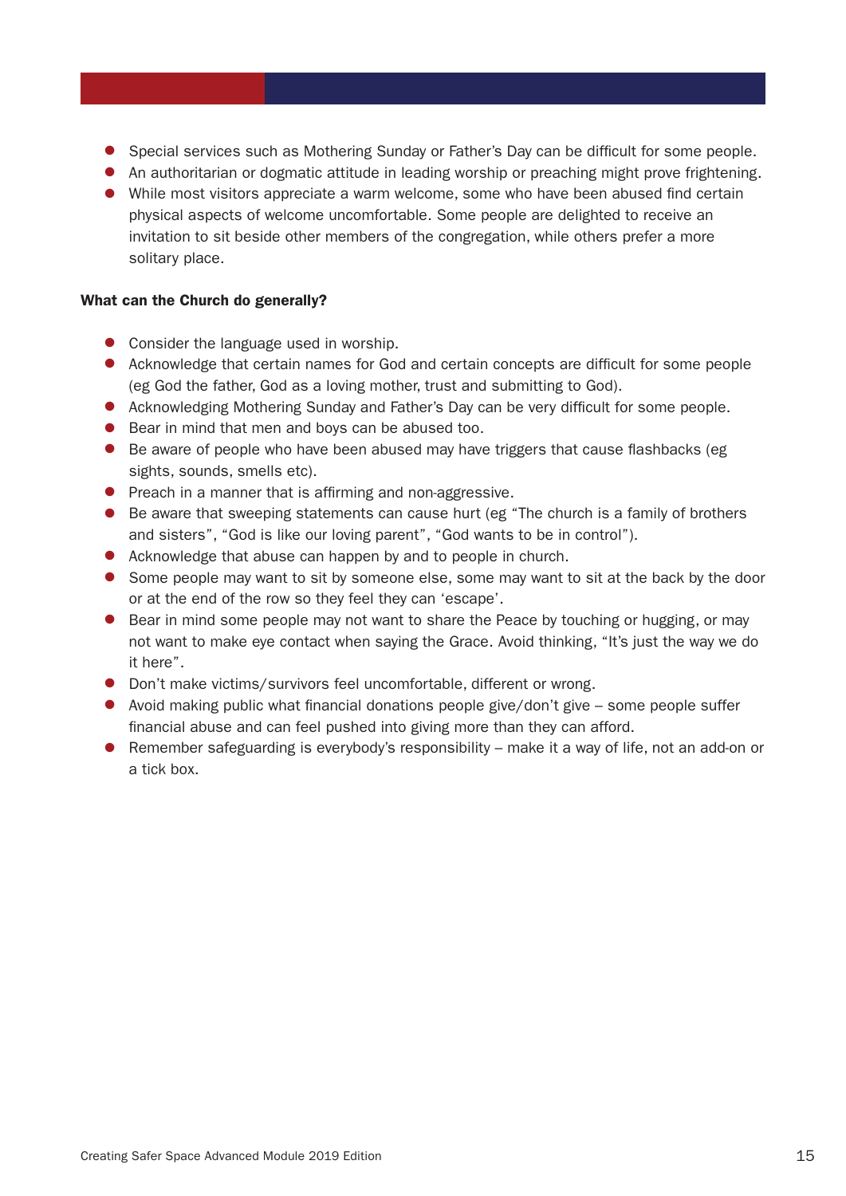- Special services such as Mothering Sunday or Father's Day can be difficult for some people.
- An authoritarian or dogmatic attitude in leading worship or preaching might prove frightening.
- While most visitors appreciate a warm welcome, some who have been abused find certain physical aspects of welcome uncomfortable. Some people are delighted to receive an invitation to sit beside other members of the congregation, while others prefer a more solitary place.

**What can the Church do generally?**

- Consider the language used in worship.
- Acknowledge that certain names for God and certain concepts are difficult for some people (eg God the father, God as a loving mother, trust and submitting to God).
- Acknowledging Mothering Sunday and Father's Day can be very difficult for some people.
- Bear in mind that men and boys can be abused too.
- Be aware of people who have been abused may have triggers that cause flashbacks (eg sights, sounds, smells etc).
- Preach in a manner that is affirming and non-aggressive.
- Be aware that sweeping statements can cause hurt (eg "The church is a family of brothers and sisters", "God is like our loving parent", "God wants to be in control").
- Acknowledge that abuse can happen by and to people in church.
- Some people may want to sit by someone else, some may want to sit at the back by the door or at the end of the row so they feel they can 'escape'.
- Bear in mind some people may not want to share the Peace by touching or hugging, or may not want to make eye contact when saying the Grace. Avoid thinking, "It's just the way we do it here".
- Don't make victims/survivors feel uncomfortable, different or wrong.
- Avoid making public what financial donations people give/don't give – some people suffer financial abuse and can feel pushed into giving more than they can afford.
- Remember safeguarding is everybody's responsibility – make it a way of life, not an add-on or a tick box.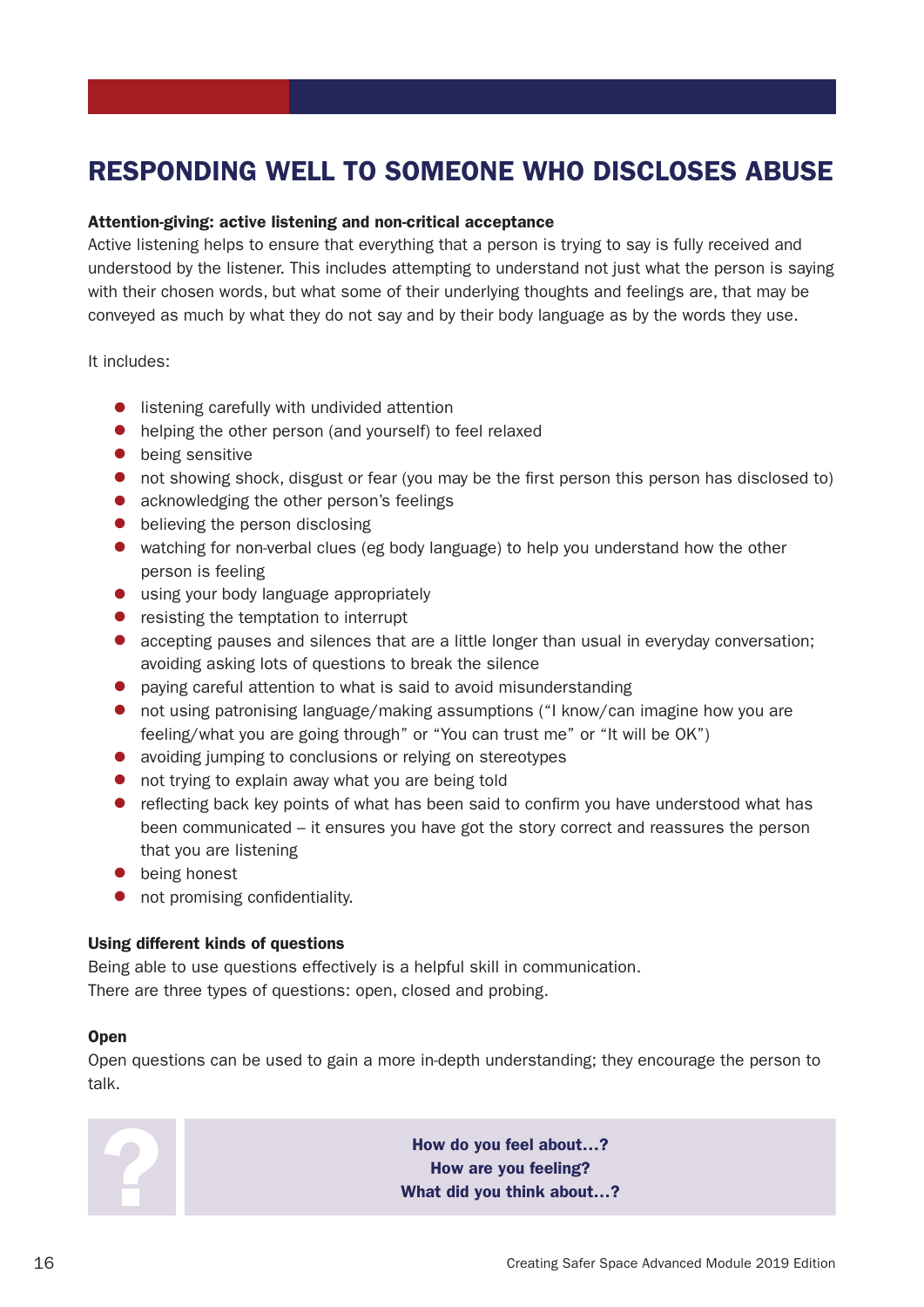# RESPONDING WELL TO SOMEONE WHO DISCLOSES ABUSE

**Attention-giving: active listening and non-critical acceptance**

Active listening helps to ensure that everything that a person is trying to say is fully received and understood by the listener. This includes attempting to understand not just what the person is saying with their chosen words, but what some of their underlying thoughts and feelings are, that may be conveyed as much by what they do not say and by their body language as by the words they use.

It includes:

- listening carefully with undivided attention
- helping the other person (and yourself) to feel relaxed
- being sensitive
- not showing shock, disgust or fear (you may be the first person this person has disclosed to)
- acknowledging the other person's feelings
- believing the person disclosing
- watching for non-verbal clues (eg body language) to help you understand how the other person is feeling
- using your body language appropriately
- resisting the temptation to interrupt
- accepting pauses and silences that are a little longer than usual in everyday conversation; avoiding asking lots of questions to break the silence
- paying careful attention to what is said to avoid misunderstanding
- not using patronising language/making assumptions ("I know/can imagine how you are feeling/what you are going through" or "You can trust me" or "It will be OK")
- avoiding jumping to conclusions or relying on stereotypes
- not trying to explain away what you are being told
- reflecting back key points of what has been said to confirm you have understood what has been communicated – it ensures you have got the story correct and reassures the person that you are listening
- being honest
- not promising confidentiality.

**Using different kinds of questions**

Being able to use questions effectively is a helpful skill in communication.
There are three types of questions: open, closed and probing.

**Open**

Open questions can be used to gain a more in-depth understanding; they encourage the person to talk.

**How do you feel about…?**
**How are you feeling?**
**What did you think about…?**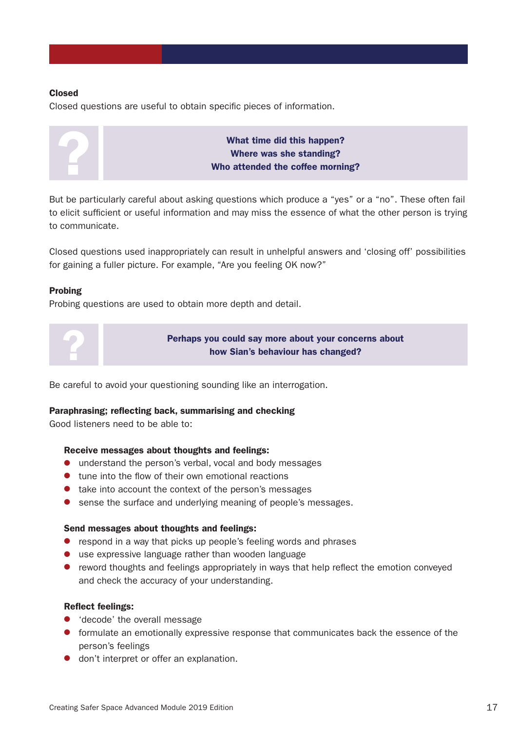**Closed**

Closed questions are useful to obtain specific pieces of information.

> **What time did this happen?**
> **Where was she standing?**
> **Who attended the coffee morning?**

But be particularly careful about asking questions which produce a "yes" or a "no". These often fail to elicit sufficient or useful information and may miss the essence of what the other person is trying to communicate.

Closed questions used inappropriately can result in unhelpful answers and 'closing off' possibilities for gaining a fuller picture. For example, "Are you feeling OK now?"

**Probing**

Probing questions are used to obtain more depth and detail.

> **Perhaps you could say more about your concerns about how Sian's behaviour has changed?**

Be careful to avoid your questioning sounding like an interrogation.

**Paraphrasing; reflecting back, summarising and checking**

Good listeners need to be able to:

**Receive messages about thoughts and feelings:**

- understand the person's verbal, vocal and body messages
- tune into the flow of their own emotional reactions
- take into account the context of the person's messages
- sense the surface and underlying meaning of people's messages.

**Send messages about thoughts and feelings:**

- respond in a way that picks up people's feeling words and phrases
- use expressive language rather than wooden language
- reword thoughts and feelings appropriately in ways that help reflect the emotion conveyed and check the accuracy of your understanding.

**Reflect feelings:**

- 'decode' the overall message
- formulate an emotionally expressive response that communicates back the essence of the person's feelings
- don't interpret or offer an explanation.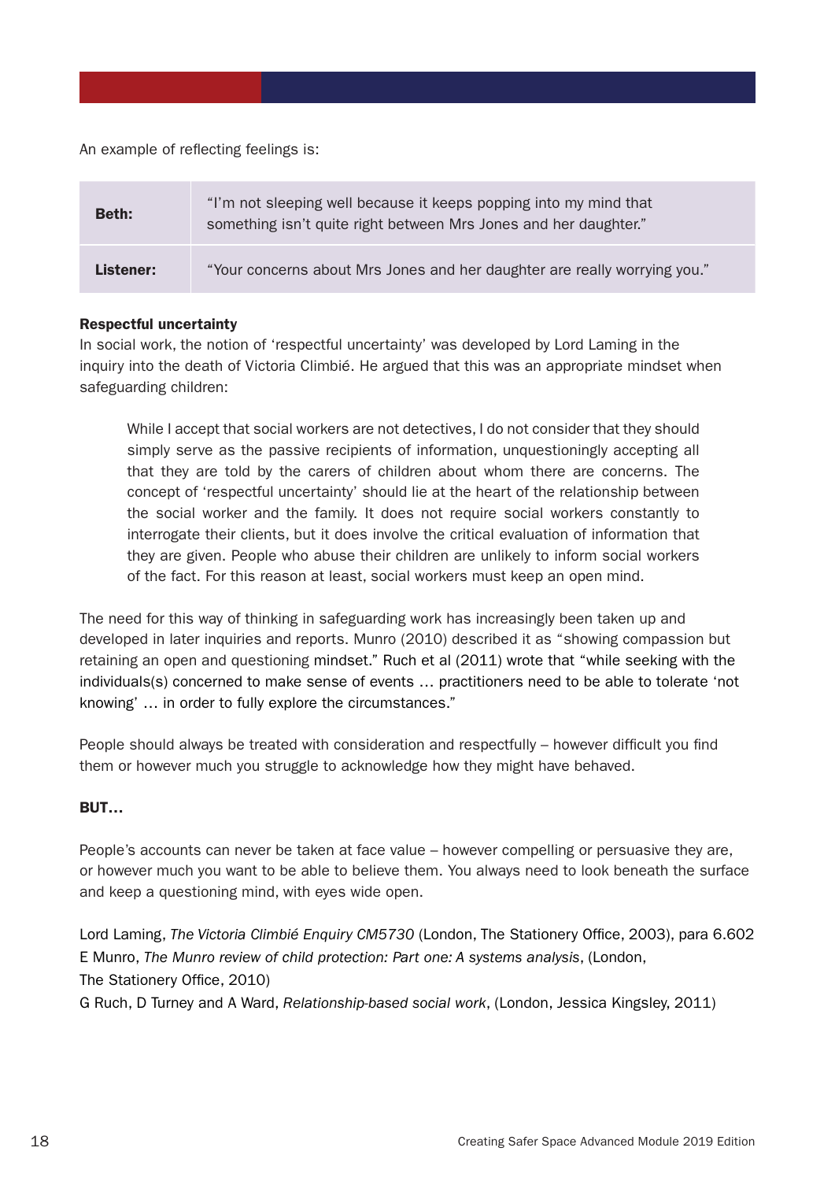An example of reflecting feelings is:

| | |
|---|---|
| **Beth:** | "I'm not sleeping well because it keeps popping into my mind that something isn't quite right between Mrs Jones and her daughter." |
| **Listener:** | "Your concerns about Mrs Jones and her daughter are really worrying you." |

**Respectful uncertainty**

In social work, the notion of 'respectful uncertainty' was developed by Lord Laming in the inquiry into the death of Victoria Climbié. He argued that this was an appropriate mindset when safeguarding children:

> While I accept that social workers are not detectives, I do not consider that they should simply serve as the passive recipients of information, unquestioningly accepting all that they are told by the carers of children about whom there are concerns. The concept of 'respectful uncertainty' should lie at the heart of the relationship between the social worker and the family. It does not require social workers constantly to interrogate their clients, but it does involve the critical evaluation of information that they are given. People who abuse their children are unlikely to inform social workers of the fact. For this reason at least, social workers must keep an open mind.

The need for this way of thinking in safeguarding work has increasingly been taken up and developed in later inquiries and reports. Munro (2010) described it as "showing compassion but retaining an open and questioning mindset." Ruch et al (2011) wrote that "while seeking with the individuals(s) concerned to make sense of events … practitioners need to be able to tolerate 'not knowing' … in order to fully explore the circumstances."

People should always be treated with consideration and respectfully – however difficult you find them or however much you struggle to acknowledge how they might have behaved.

**BUT…**

People's accounts can never be taken at face value – however compelling or persuasive they are, or however much you want to be able to believe them. You always need to look beneath the surface and keep a questioning mind, with eyes wide open.

Lord Laming, *The Victoria Climbié Enquiry CM5730* (London, The Stationery Office, 2003), para 6.602
E Munro, *The Munro review of child protection: Part one: A systems analysis*, (London, The Stationery Office, 2010)
G Ruch, D Turney and A Ward, *Relationship-based social work*, (London, Jessica Kingsley, 2011)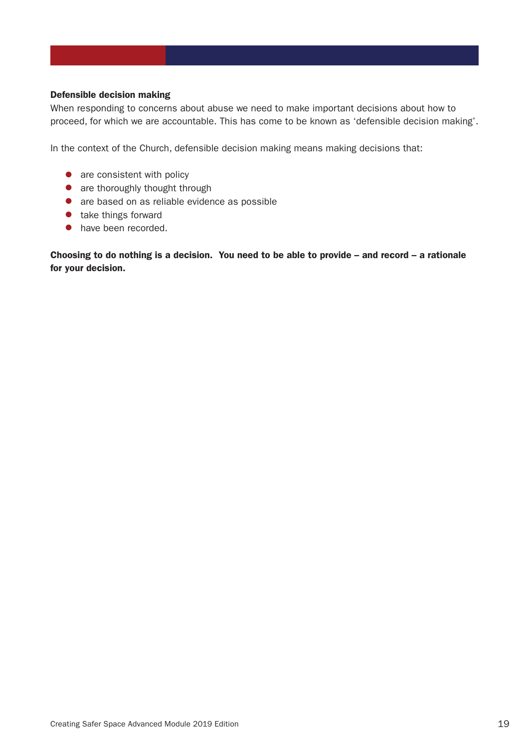### Defensible decision making

When responding to concerns about abuse we need to make important decisions about how to proceed, for which we are accountable. This has come to be known as 'defensible decision making'.

In the context of the Church, defensible decision making means making decisions that:

- are consistent with policy
- are thoroughly thought through
- are based on as reliable evidence as possible
- take things forward
- have been recorded.

**Choosing to do nothing is a decision. You need to be able to provide – and record – a rationale for your decision.**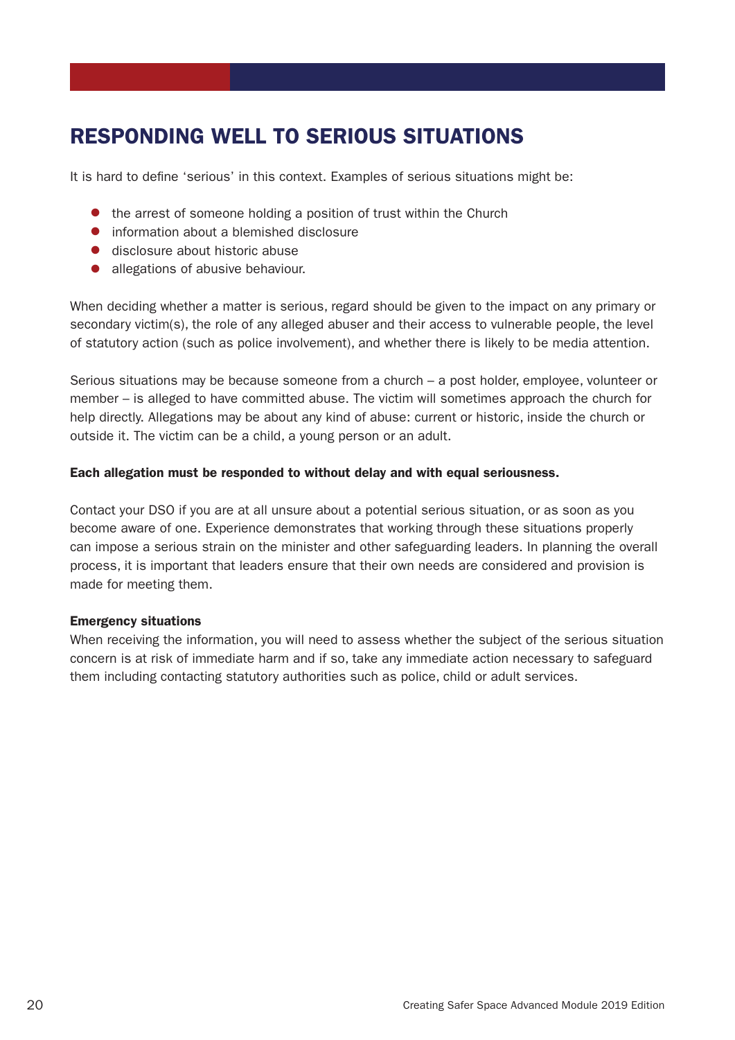# RESPONDING WELL TO SERIOUS SITUATIONS

It is hard to define 'serious' in this context. Examples of serious situations might be:

- the arrest of someone holding a position of trust within the Church
- information about a blemished disclosure
- disclosure about historic abuse
- allegations of abusive behaviour.

When deciding whether a matter is serious, regard should be given to the impact on any primary or secondary victim(s), the role of any alleged abuser and their access to vulnerable people, the level of statutory action (such as police involvement), and whether there is likely to be media attention.

Serious situations may be because someone from a church – a post holder, employee, volunteer or member – is alleged to have committed abuse. The victim will sometimes approach the church for help directly. Allegations may be about any kind of abuse: current or historic, inside the church or outside it. The victim can be a child, a young person or an adult.

**Each allegation must be responded to without delay and with equal seriousness.**

Contact your DSO if you are at all unsure about a potential serious situation, or as soon as you become aware of one. Experience demonstrates that working through these situations properly can impose a serious strain on the minister and other safeguarding leaders. In planning the overall process, it is important that leaders ensure that their own needs are considered and provision is made for meeting them.

**Emergency situations**

When receiving the information, you will need to assess whether the subject of the serious situation concern is at risk of immediate harm and if so, take any immediate action necessary to safeguard them including contacting statutory authorities such as police, child or adult services.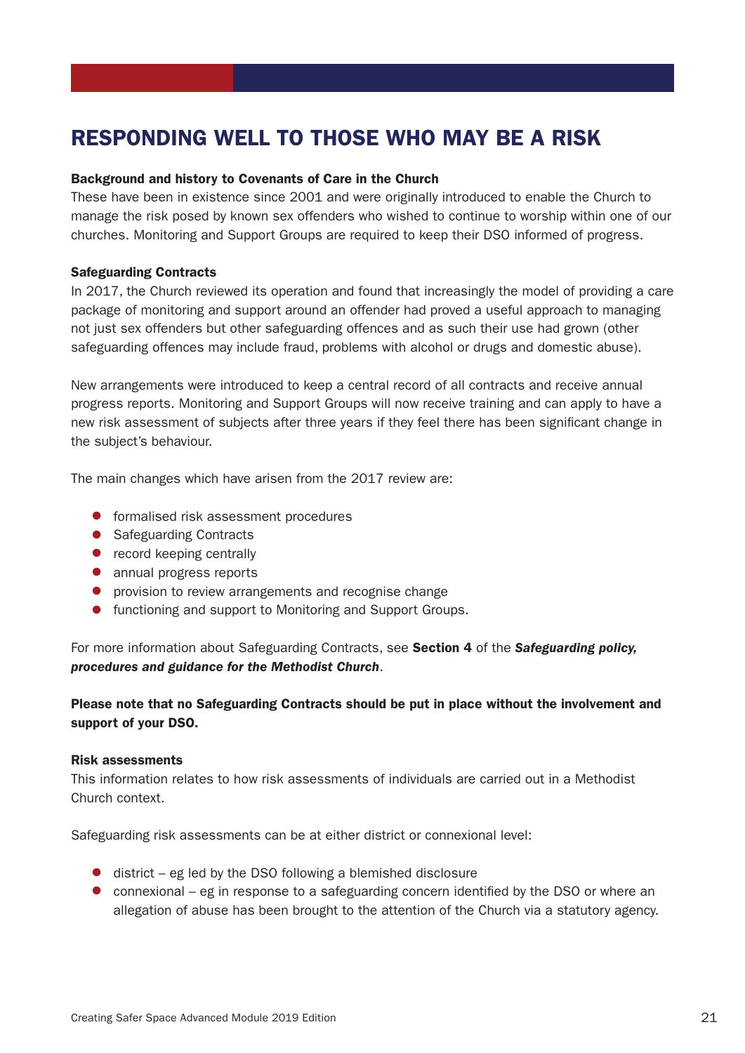# RESPONDING WELL TO THOSE WHO MAY BE A RISK

**Background and history to Covenants of Care in the Church**

These have been in existence since 2001 and were originally introduced to enable the Church to manage the risk posed by known sex offenders who wished to continue to worship within one of our churches. Monitoring and Support Groups are required to keep their DSO informed of progress.

**Safeguarding Contracts**

In 2017, the Church reviewed its operation and found that increasingly the model of providing a care package of monitoring and support around an offender had proved a useful approach to managing not just sex offenders but other safeguarding offences and as such their use had grown (other safeguarding offences may include fraud, problems with alcohol or drugs and domestic abuse).

New arrangements were introduced to keep a central record of all contracts and receive annual progress reports. Monitoring and Support Groups will now receive training and can apply to have a new risk assessment of subjects after three years if they feel there has been significant change in the subject's behaviour.

The main changes which have arisen from the 2017 review are:

- formalised risk assessment procedures
- Safeguarding Contracts
- record keeping centrally
- annual progress reports
- provision to review arrangements and recognise change
- functioning and support to Monitoring and Support Groups.

For more information about Safeguarding Contracts, see **Section 4** of the ***Safeguarding policy, procedures and guidance for the Methodist Church***.

**Please note that no Safeguarding Contracts should be put in place without the involvement and support of your DSO.**

**Risk assessments**

This information relates to how risk assessments of individuals are carried out in a Methodist Church context.

Safeguarding risk assessments can be at either district or connexional level:

- district – eg led by the DSO following a blemished disclosure
- connexional – eg in response to a safeguarding concern identified by the DSO or where an allegation of abuse has been brought to the attention of the Church via a statutory agency.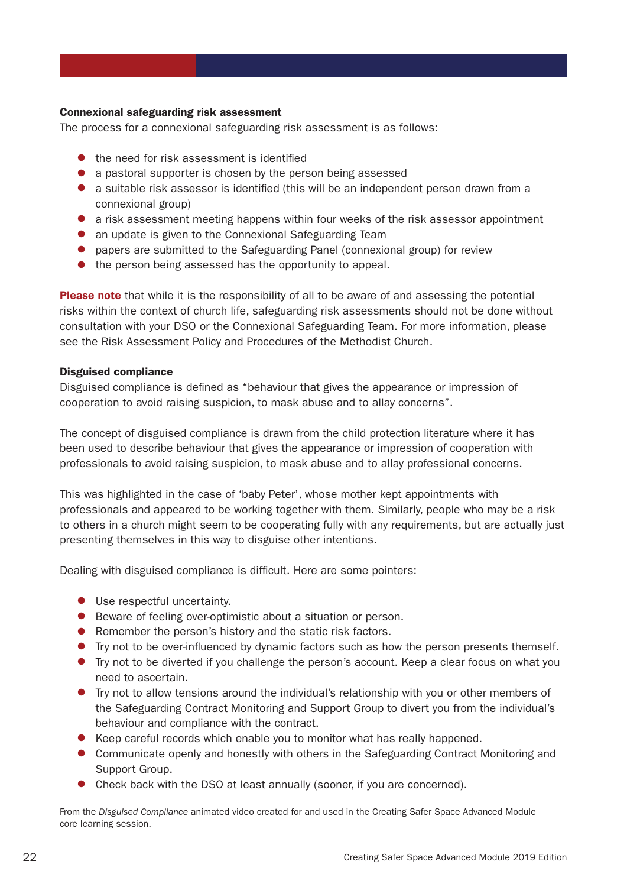### Connexional safeguarding risk assessment

The process for a connexional safeguarding risk assessment is as follows:

- the need for risk assessment is identified
- a pastoral supporter is chosen by the person being assessed
- a suitable risk assessor is identified (this will be an independent person drawn from a connexional group)
- a risk assessment meeting happens within four weeks of the risk assessor appointment
- an update is given to the Connexional Safeguarding Team
- papers are submitted to the Safeguarding Panel (connexional group) for review
- the person being assessed has the opportunity to appeal.

**Please note** that while it is the responsibility of all to be aware of and assessing the potential risks within the context of church life, safeguarding risk assessments should not be done without consultation with your DSO or the Connexional Safeguarding Team. For more information, please see the Risk Assessment Policy and Procedures of the Methodist Church.

### Disguised compliance

Disguised compliance is defined as "behaviour that gives the appearance or impression of cooperation to avoid raising suspicion, to mask abuse and to allay concerns".

The concept of disguised compliance is drawn from the child protection literature where it has been used to describe behaviour that gives the appearance or impression of cooperation with professionals to avoid raising suspicion, to mask abuse and to allay professional concerns.

This was highlighted in the case of 'baby Peter', whose mother kept appointments with professionals and appeared to be working together with them. Similarly, people who may be a risk to others in a church might seem to be cooperating fully with any requirements, but are actually just presenting themselves in this way to disguise other intentions.

Dealing with disguised compliance is difficult. Here are some pointers:

- Use respectful uncertainty.
- Beware of feeling over-optimistic about a situation or person.
- Remember the person's history and the static risk factors.
- Try not to be over-influenced by dynamic factors such as how the person presents themself.
- Try not to be diverted if you challenge the person's account. Keep a clear focus on what you need to ascertain.
- Try not to allow tensions around the individual's relationship with you or other members of the Safeguarding Contract Monitoring and Support Group to divert you from the individual's behaviour and compliance with the contract.
- Keep careful records which enable you to monitor what has really happened.
- Communicate openly and honestly with others in the Safeguarding Contract Monitoring and Support Group.
- Check back with the DSO at least annually (sooner, if you are concerned).

From the *Disguised Compliance* animated video created for and used in the Creating Safer Space Advanced Module core learning session.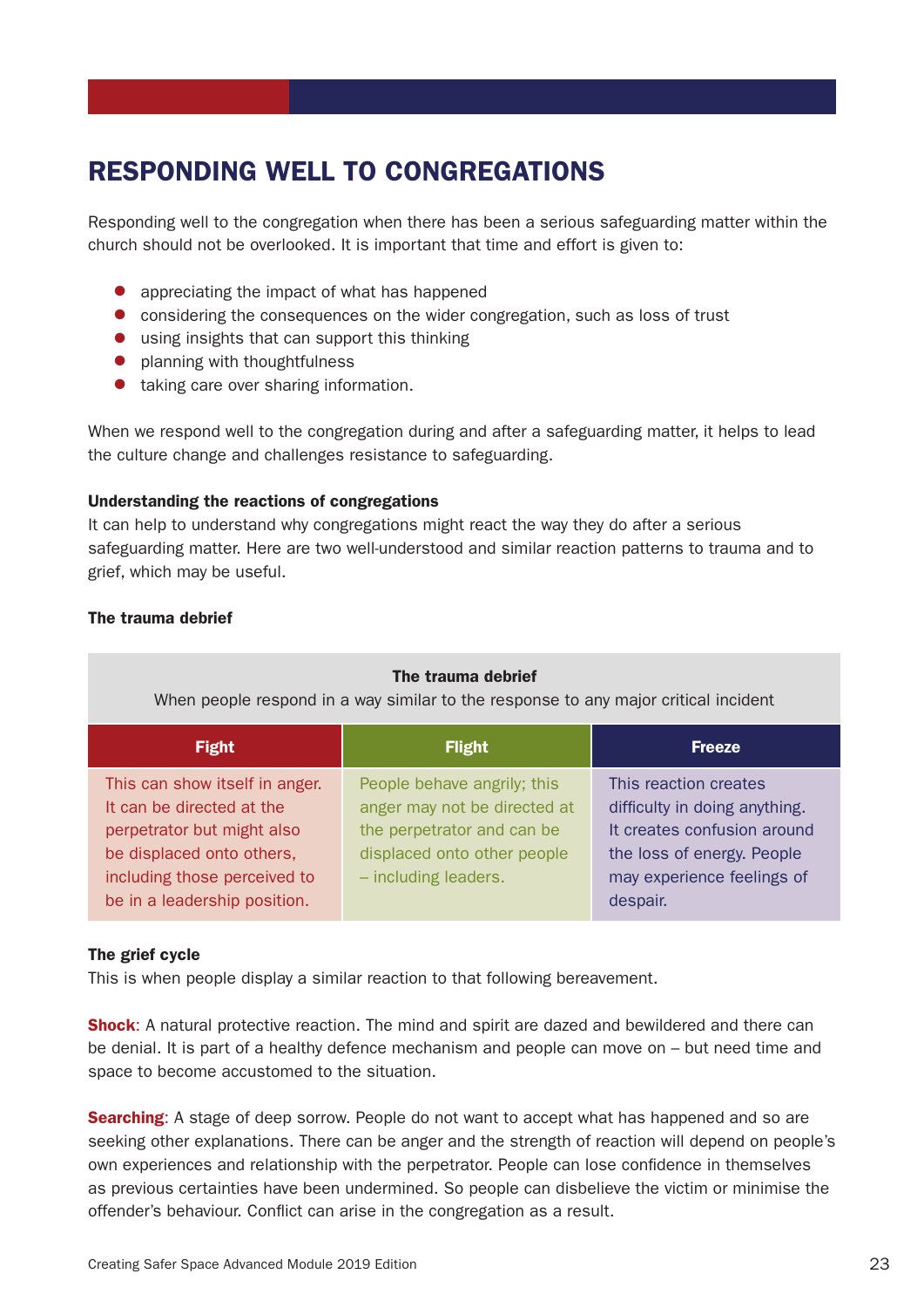## RESPONDING WELL TO CONGREGATIONS

Responding well to the congregation when there has been a serious safeguarding matter within the church should not be overlooked. It is important that time and effort is given to:

- appreciating the impact of what has happened
- considering the consequences on the wider congregation, such as loss of trust
- using insights that can support this thinking
- planning with thoughtfulness
- taking care over sharing information.

When we respond well to the congregation during and after a safeguarding matter, it helps to lead the culture change and challenges resistance to safeguarding.

**Understanding the reactions of congregations**

It can help to understand why congregations might react the way they do after a serious safeguarding matter. Here are two well-understood and similar reaction patterns to trauma and to grief, which may be useful.

**The trauma debrief**

**The trauma debrief**
When people respond in a way similar to the response to any major critical incident

| Fight | Flight | Freeze |
|---|---|---|
| This can show itself in anger. It can be directed at the perpetrator but might also be displaced onto others, including those perceived to be in a leadership position. | People behave angrily; this anger may not be directed at the perpetrator and can be displaced onto other people – including leaders. | This reaction creates difficulty in doing anything. It creates confusion around the loss of energy. People may experience feelings of despair. |

**The grief cycle**

This is when people display a similar reaction to that following bereavement.

**Shock**: A natural protective reaction. The mind and spirit are dazed and bewildered and there can be denial. It is part of a healthy defence mechanism and people can move on – but need time and space to become accustomed to the situation.

**Searching**: A stage of deep sorrow. People do not want to accept what has happened and so are seeking other explanations. There can be anger and the strength of reaction will depend on people's own experiences and relationship with the perpetrator. People can lose confidence in themselves as previous certainties have been undermined. So people can disbelieve the victim or minimise the offender's behaviour. Conflict can arise in the congregation as a result.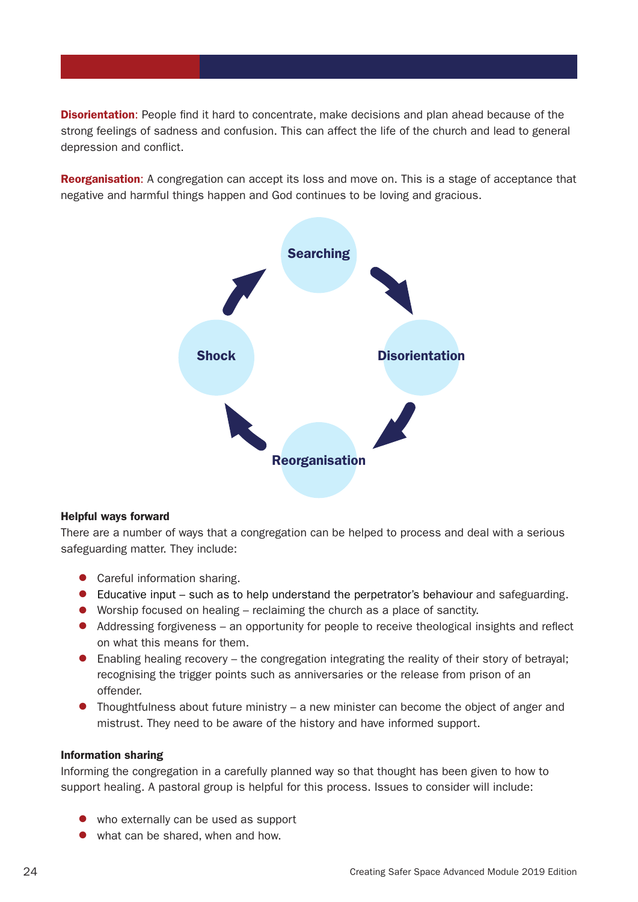**Disorientation**: People find it hard to concentrate, make decisions and plan ahead because of the strong feelings of sadness and confusion. This can affect the life of the church and lead to general depression and conflict.

**Reorganisation**: A congregation can accept its loss and move on. This is a stage of acceptance that negative and harmful things happen and God continues to be loving and gracious.

Searching → Disorientation → Reorganisation → Shock → Searching

### Helpful ways forward

There are a number of ways that a congregation can be helped to process and deal with a serious safeguarding matter. They include:

- Careful information sharing.
- Educative input – such as to help understand the perpetrator's behaviour and safeguarding.
- Worship focused on healing – reclaiming the church as a place of sanctity.
- Addressing forgiveness – an opportunity for people to receive theological insights and reflect on what this means for them.
- Enabling healing recovery – the congregation integrating the reality of their story of betrayal; recognising the trigger points such as anniversaries or the release from prison of an offender.
- Thoughtfulness about future ministry – a new minister can become the object of anger and mistrust. They need to be aware of the history and have informed support.

### Information sharing

Informing the congregation in a carefully planned way so that thought has been given to how to support healing. A pastoral group is helpful for this process. Issues to consider will include:

- who externally can be used as support
- what can be shared, when and how.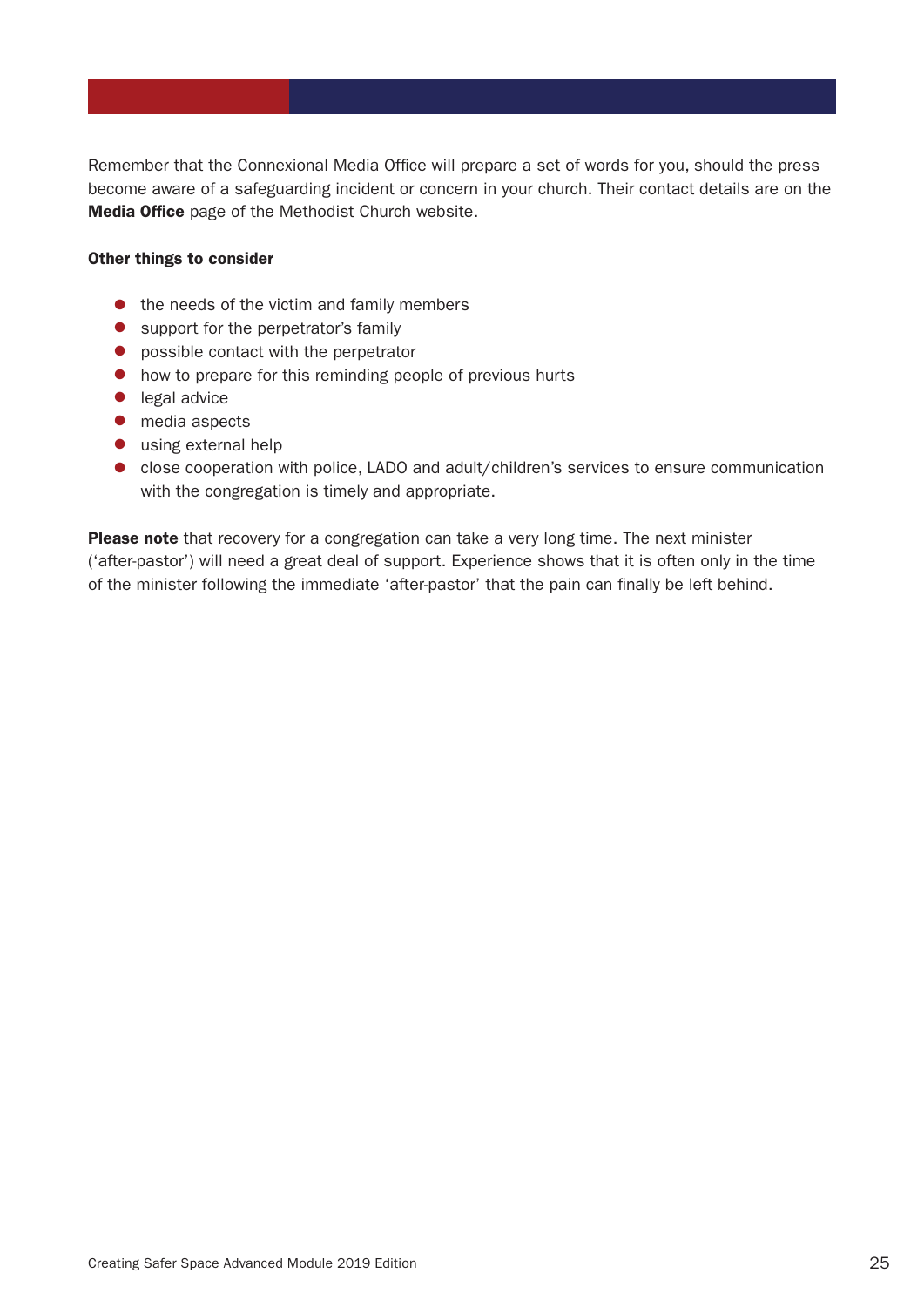Remember that the Connexional Media Office will prepare a set of words for you, should the press become aware of a safeguarding incident or concern in your church. Their contact details are on the **Media Office** page of the Methodist Church website.

**Other things to consider**

- the needs of the victim and family members
- support for the perpetrator's family
- possible contact with the perpetrator
- how to prepare for this reminding people of previous hurts
- legal advice
- media aspects
- using external help
- close cooperation with police, LADO and adult/children's services to ensure communication with the congregation is timely and appropriate.

**Please note** that recovery for a congregation can take a very long time. The next minister ('after-pastor') will need a great deal of support. Experience shows that it is often only in the time of the minister following the immediate 'after-pastor' that the pain can finally be left behind.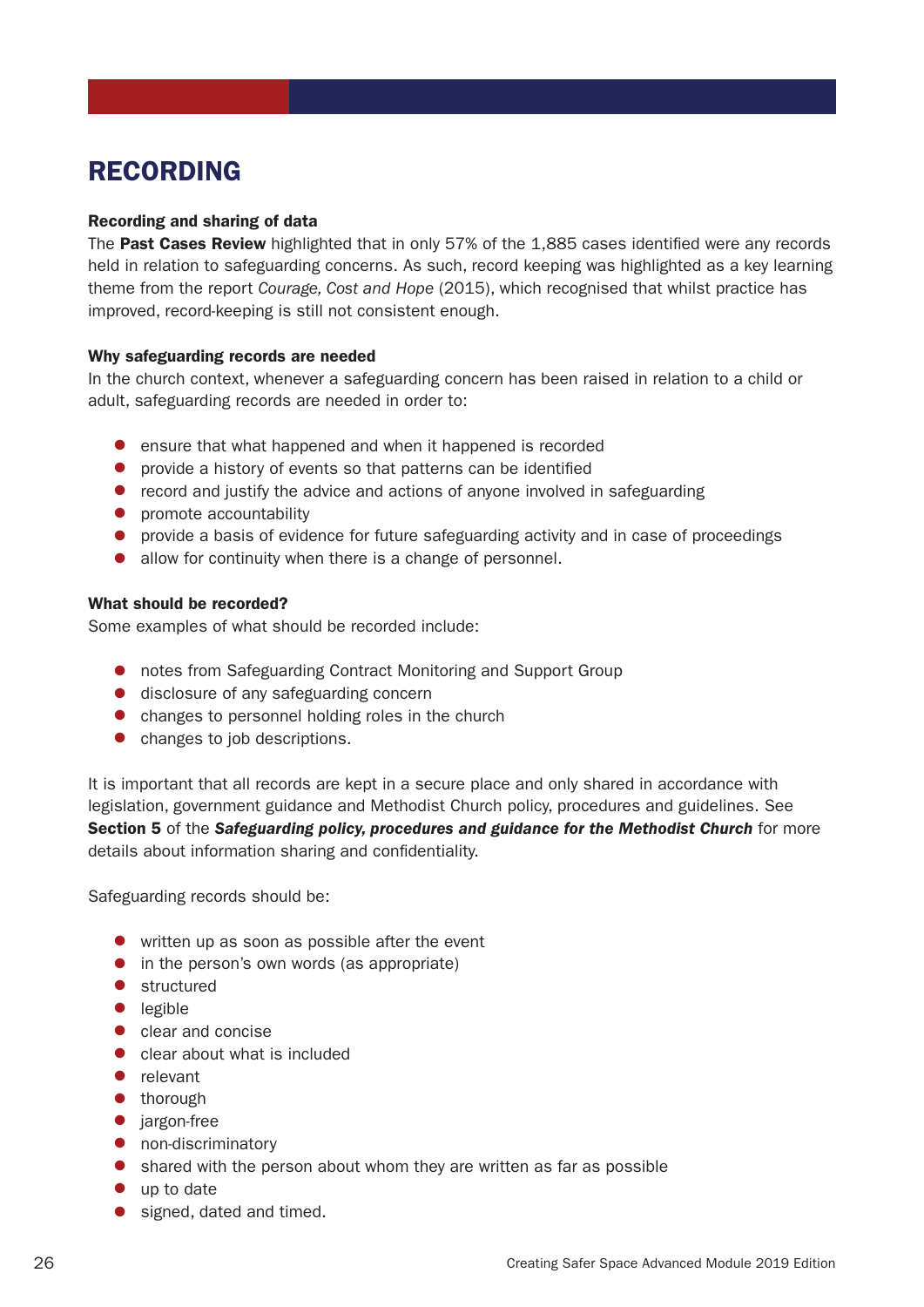# RECORDING

**Recording and sharing of data**

The **Past Cases Review** highlighted that in only 57% of the 1,885 cases identified were any records held in relation to safeguarding concerns. As such, record keeping was highlighted as a key learning theme from the report *Courage, Cost and Hope* (2015), which recognised that whilst practice has improved, record-keeping is still not consistent enough.

**Why safeguarding records are needed**

In the church context, whenever a safeguarding concern has been raised in relation to a child or adult, safeguarding records are needed in order to:

- ensure that what happened and when it happened is recorded
- provide a history of events so that patterns can be identified
- record and justify the advice and actions of anyone involved in safeguarding
- promote accountability
- provide a basis of evidence for future safeguarding activity and in case of proceedings
- allow for continuity when there is a change of personnel.

**What should be recorded?**

Some examples of what should be recorded include:

- notes from Safeguarding Contract Monitoring and Support Group
- disclosure of any safeguarding concern
- changes to personnel holding roles in the church
- changes to job descriptions.

It is important that all records are kept in a secure place and only shared in accordance with legislation, government guidance and Methodist Church policy, procedures and guidelines. See **Section 5** of the ***Safeguarding policy, procedures and guidance for the Methodist Church*** for more details about information sharing and confidentiality.

Safeguarding records should be:

- written up as soon as possible after the event
- in the person's own words (as appropriate)
- structured
- legible
- clear and concise
- clear about what is included
- relevant
- thorough
- jargon-free
- non-discriminatory
- shared with the person about whom they are written as far as possible
- up to date
- signed, dated and timed.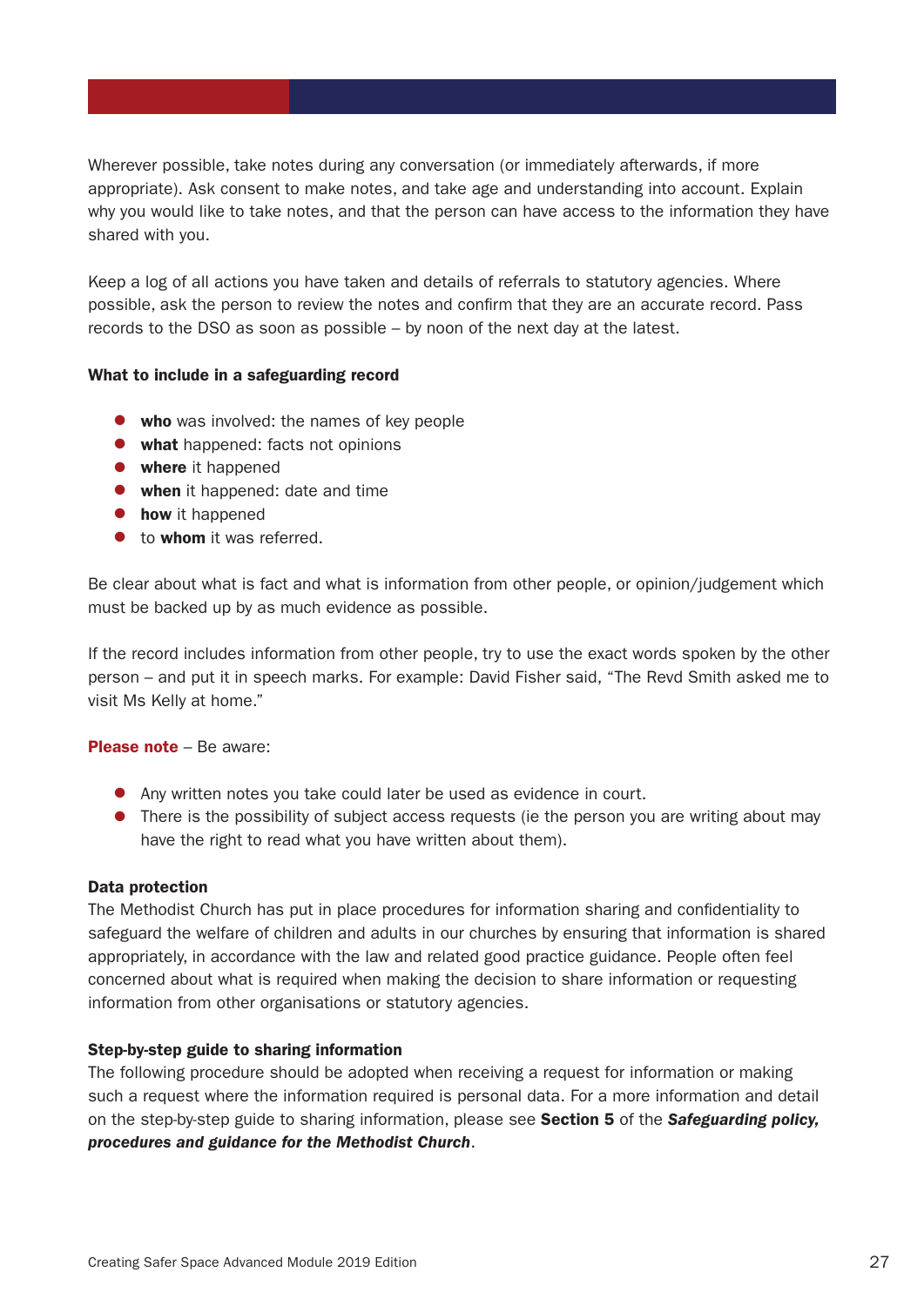Wherever possible, take notes during any conversation (or immediately afterwards, if more appropriate). Ask consent to make notes, and take age and understanding into account. Explain why you would like to take notes, and that the person can have access to the information they have shared with you.

Keep a log of all actions you have taken and details of referrals to statutory agencies. Where possible, ask the person to review the notes and confirm that they are an accurate record. Pass records to the DSO as soon as possible – by noon of the next day at the latest.

**What to include in a safeguarding record**

- **who** was involved: the names of key people
- **what** happened: facts not opinions
- **where** it happened
- **when** it happened: date and time
- **how** it happened
- to **whom** it was referred.

Be clear about what is fact and what is information from other people, or opinion/judgement which must be backed up by as much evidence as possible.

If the record includes information from other people, try to use the exact words spoken by the other person – and put it in speech marks. For example: David Fisher said, "The Revd Smith asked me to visit Ms Kelly at home."

**Please note** – Be aware:

- Any written notes you take could later be used as evidence in court.
- There is the possibility of subject access requests (ie the person you are writing about may have the right to read what you have written about them).

**Data protection**

The Methodist Church has put in place procedures for information sharing and confidentiality to safeguard the welfare of children and adults in our churches by ensuring that information is shared appropriately, in accordance with the law and related good practice guidance. People often feel concerned about what is required when making the decision to share information or requesting information from other organisations or statutory agencies.

**Step-by-step guide to sharing information**

The following procedure should be adopted when receiving a request for information or making such a request where the information required is personal data. For a more information and detail on the step-by-step guide to sharing information, please see **Section 5** of the ***Safeguarding policy, procedures and guidance for the Methodist Church***.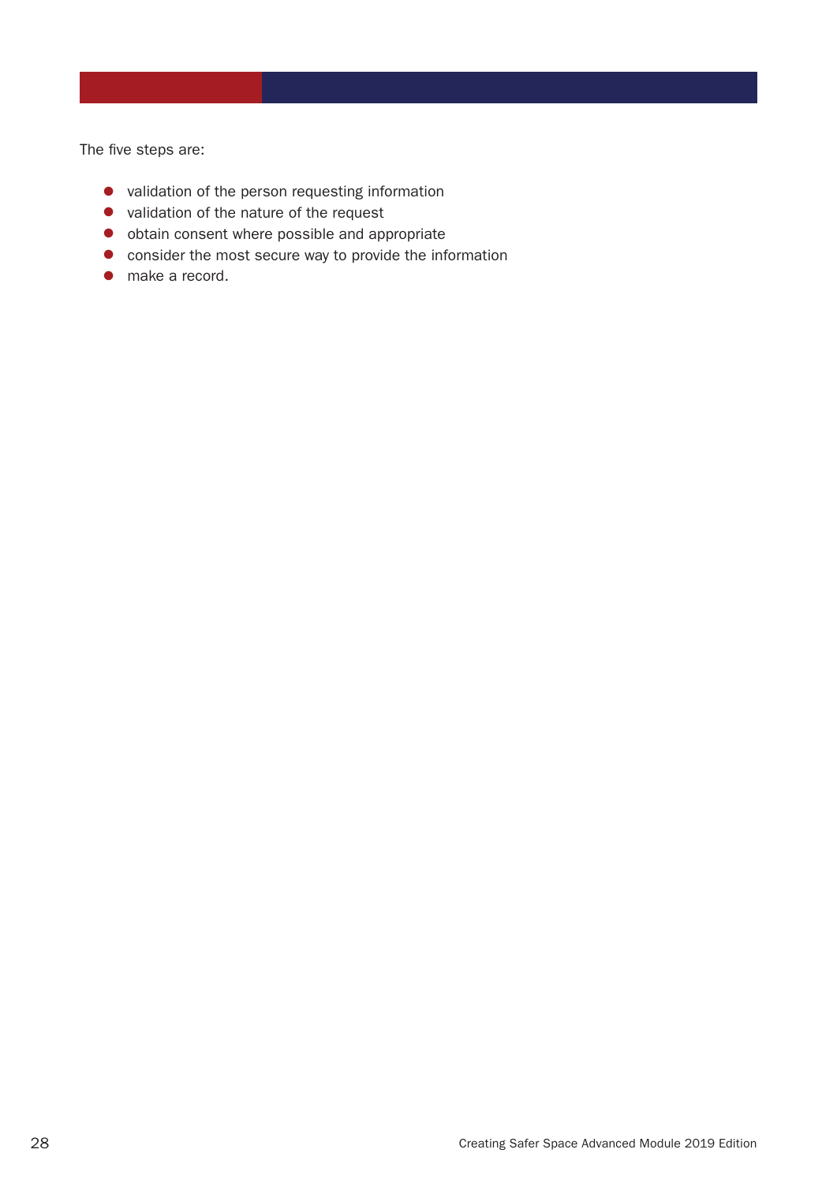The five steps are:

- validation of the person requesting information
- validation of the nature of the request
- obtain consent where possible and appropriate
- consider the most secure way to provide the information
- make a record.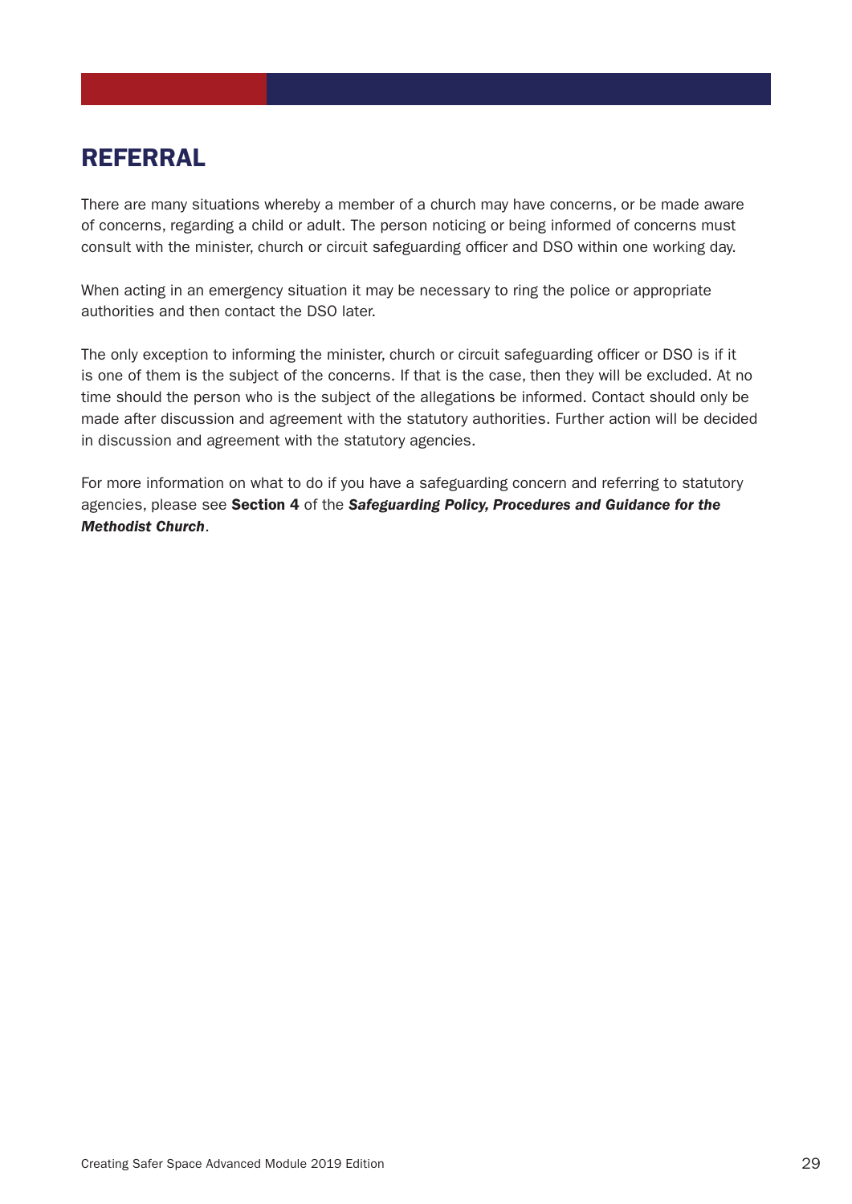# REFERRAL

There are many situations whereby a member of a church may have concerns, or be made aware of concerns, regarding a child or adult. The person noticing or being informed of concerns must consult with the minister, church or circuit safeguarding officer and DSO within one working day.

When acting in an emergency situation it may be necessary to ring the police or appropriate authorities and then contact the DSO later.

The only exception to informing the minister, church or circuit safeguarding officer or DSO is if it is one of them is the subject of the concerns. If that is the case, then they will be excluded. At no time should the person who is the subject of the allegations be informed. Contact should only be made after discussion and agreement with the statutory authorities. Further action will be decided in discussion and agreement with the statutory agencies.

For more information on what to do if you have a safeguarding concern and referring to statutory agencies, please see **Section 4** of the ***Safeguarding Policy, Procedures and Guidance for the Methodist Church***.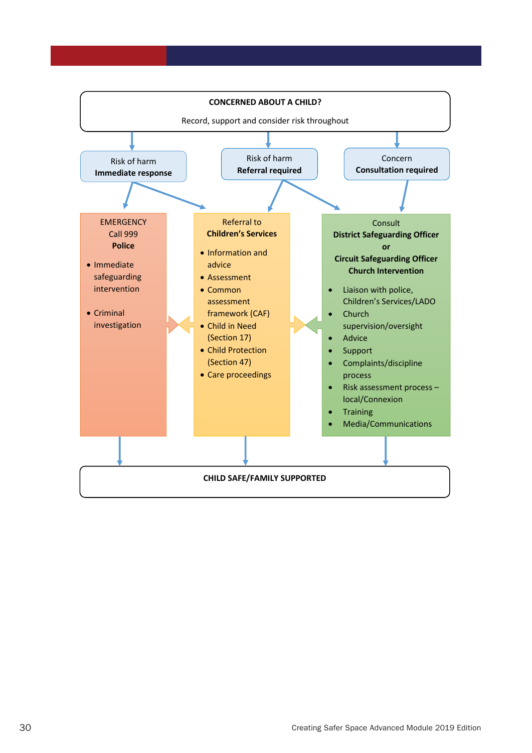**CONCERNED ABOUT A CHILD?**

Record, support and consider risk throughout

Risk of harm
**Immediate response**

Risk of harm
**Referral required**

Concern
**Consultation required**

EMERGENCY
Call 999
**Police**

- Immediate safeguarding intervention
- Criminal investigation

Referral to
**Children's Services**

- Information and advice
- Assessment
- Common assessment framework (CAF)
- Child in Need (Section 17)
- Child Protection (Section 47)
- Care proceedings

Consult
**District Safeguarding Officer**
**or**
**Circuit Safeguarding Officer**
**Church Intervention**

- Liaison with police, Children's Services/LADO
- Church supervision/oversight
- Advice
- Support
- Complaints/discipline process
- Risk assessment process – local/Connexion
- Training
- Media/Communications

**CHILD SAFE/FAMILY SUPPORTED**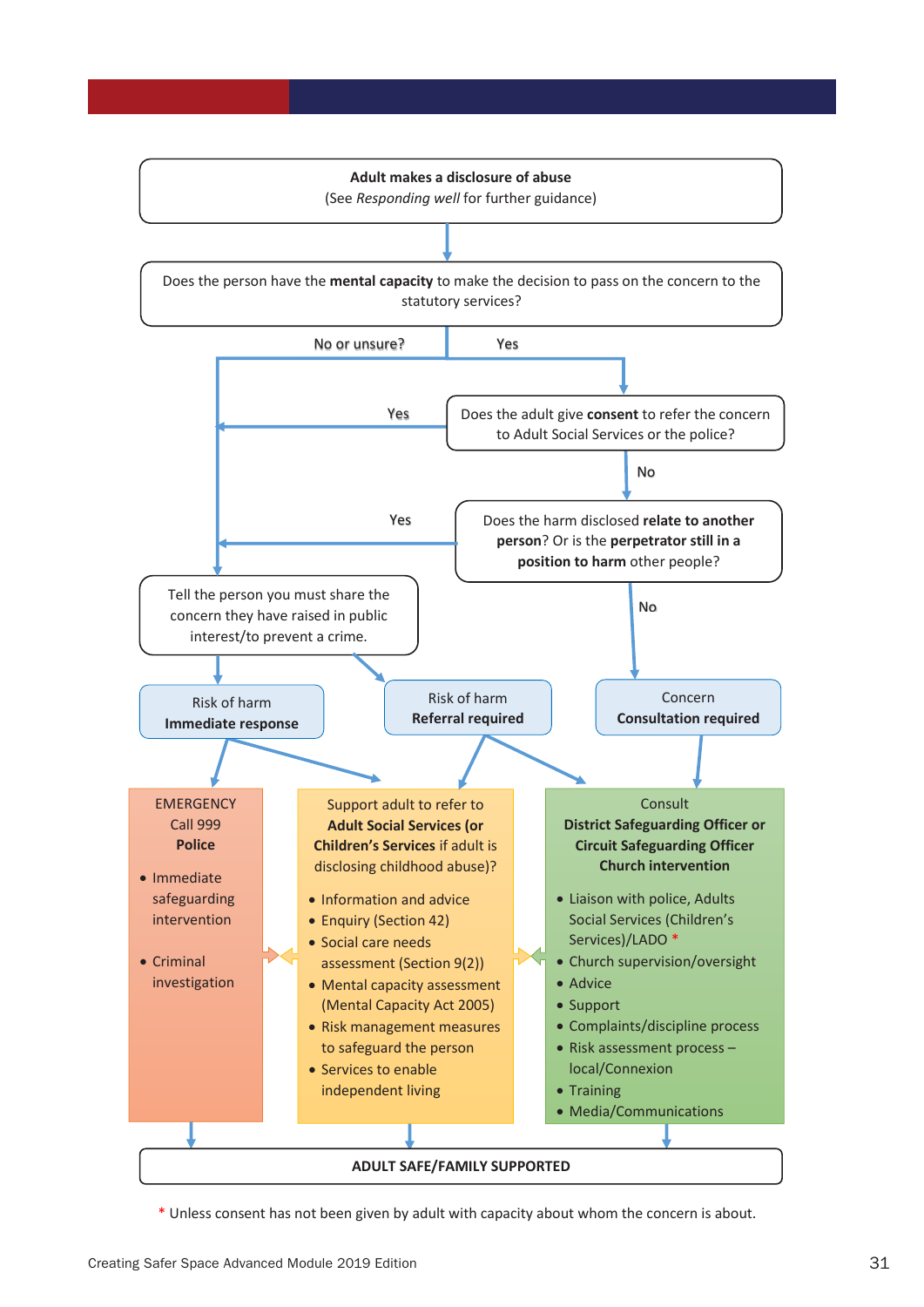**Adult makes a disclosure of abuse**
(See *Responding well* for further guidance)

Does the person have the **mental capacity** to make the decision to pass on the concern to the statutory services?

No or unsure? — Yes

Does the adult give **consent** to refer the concern to Adult Social Services or the police?

Yes — No

Does the harm disclosed **relate to another person**? Or is the **perpetrator still in a position to harm** other people?

Yes — No

Tell the person you must share the concern they have raised in public interest/to prevent a crime.

Risk of harm
**Immediate response**

Risk of harm
**Referral required**

Concern
**Consultation required**

EMERGENCY
Call 999
**Police**

- Immediate safeguarding intervention
- Criminal investigation

Support adult to refer to **Adult Social Services (or Children's Services** if adult is disclosing childhood abuse)?

- Information and advice
- Enquiry (Section 42)
- Social care needs assessment (Section 9(2))
- Mental capacity assessment (Mental Capacity Act 2005)
- Risk management measures to safeguard the person
- Services to enable independent living

Consult
**District Safeguarding Officer or Circuit Safeguarding Officer**
**Church intervention**

- Liaison with police, Adults Social Services (Children's Services)/LADO *
- Church supervision/oversight
- Advice
- Support
- Complaints/discipline process
- Risk assessment process – local/Connexion
- Training
- Media/Communications

**ADULT SAFE/FAMILY SUPPORTED**

* Unless consent has not been given by adult with capacity about whom the concern is about.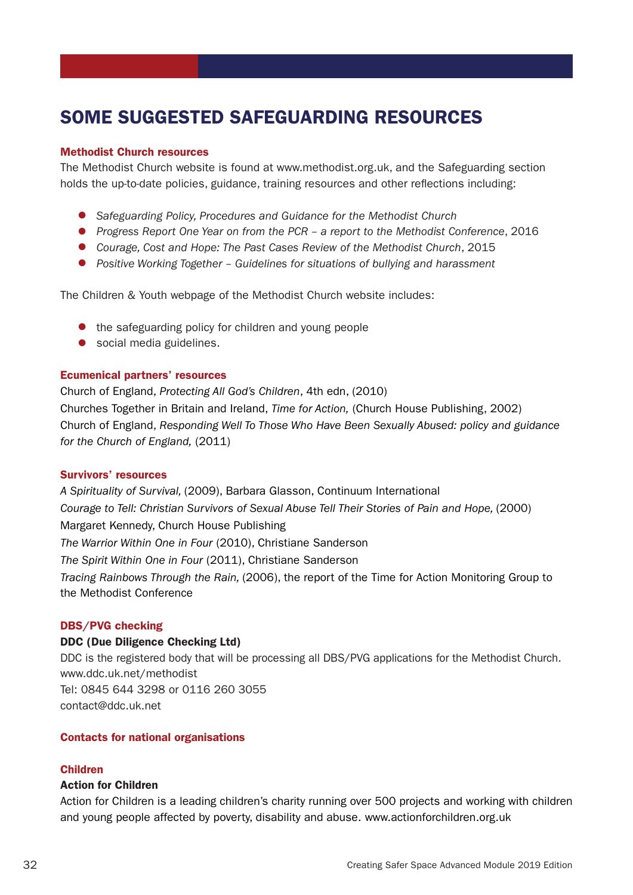# SOME SUGGESTED SAFEGUARDING RESOURCES

### Methodist Church resources

The Methodist Church website is found at www.methodist.org.uk, and the Safeguarding section holds the up-to-date policies, guidance, training resources and other reflections including:

- *Safeguarding Policy, Procedures and Guidance for the Methodist Church*
- *Progress Report One Year on from the PCR – a report to the Methodist Conference*, 2016
- *Courage, Cost and Hope: The Past Cases Review of the Methodist Church*, 2015
- *Positive Working Together – Guidelines for situations of bullying and harassment*

The Children & Youth webpage of the Methodist Church website includes:

- the safeguarding policy for children and young people
- social media guidelines.

### Ecumenical partners' resources

Church of England, *Protecting All God's Children*, 4th edn, (2010)
Churches Together in Britain and Ireland, *Time for Action,* (Church House Publishing, 2002)
Church of England, *Responding Well To Those Who Have Been Sexually Abused: policy and guidance for the Church of England,* (2011)

### Survivors' resources

*A Spirituality of Survival,* (2009), Barbara Glasson, Continuum International
*Courage to Tell: Christian Survivors of Sexual Abuse Tell Their Stories of Pain and Hope,* (2000) Margaret Kennedy, Church House Publishing
*The Warrior Within One in Four* (2010), Christiane Sanderson
*The Spirit Within One in Four* (2011), Christiane Sanderson
*Tracing Rainbows Through the Rain,* (2006), the report of the Time for Action Monitoring Group to the Methodist Conference

### DBS/PVG checking

**DDC (Due Diligence Checking Ltd)**
DDC is the registered body that will be processing all DBS/PVG applications for the Methodist Church.
www.ddc.uk.net/methodist
Tel: 0845 644 3298 or 0116 260 3055
contact@ddc.uk.net

### Contacts for national organisations

### Children

**Action for Children**
Action for Children is a leading children's charity running over 500 projects and working with children and young people affected by poverty, disability and abuse. www.actionforchildren.org.uk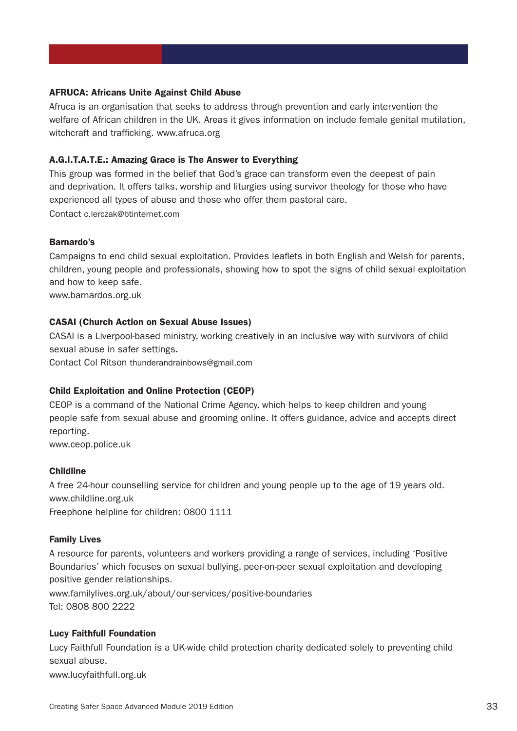**AFRUCA: Africans Unite Against Child Abuse**

Afruca is an organisation that seeks to address through prevention and early intervention the welfare of African children in the UK. Areas it gives information on include female genital mutilation, witchcraft and trafficking. www.afruca.org

**A.G.I.T.A.T.E.: Amazing Grace is The Answer to Everything**

This group was formed in the belief that God's grace can transform even the deepest of pain and deprivation. It offers talks, worship and liturgies using survivor theology for those who have experienced all types of abuse and those who offer them pastoral care.
Contact c.lerczak@btinternet.com

**Barnardo's**

Campaigns to end child sexual exploitation. Provides leaflets in both English and Welsh for parents, children, young people and professionals, showing how to spot the signs of child sexual exploitation and how to keep safe.
www.barnardos.org.uk

**CASAI (Church Action on Sexual Abuse Issues)**

CASAI is a Liverpool-based ministry, working creatively in an inclusive way with survivors of child sexual abuse in safer settings.
Contact Col Ritson thunderandrainbows@gmail.com

**Child Exploitation and Online Protection (CEOP)**

CEOP is a command of the National Crime Agency, which helps to keep children and young people safe from sexual abuse and grooming online. It offers guidance, advice and accepts direct reporting.
www.ceop.police.uk

**Childline**

A free 24-hour counselling service for children and young people up to the age of 19 years old.
www.childline.org.uk
Freephone helpline for children: 0800 1111

**Family Lives**

A resource for parents, volunteers and workers providing a range of services, including 'Positive Boundaries' which focuses on sexual bullying, peer-on-peer sexual exploitation and developing positive gender relationships.
www.familylives.org.uk/about/our-services/positive-boundaries
Tel: 0808 800 2222

**Lucy Faithfull Foundation**

Lucy Faithfull Foundation is a UK-wide child protection charity dedicated solely to preventing child sexual abuse.
www.lucyfaithfull.org.uk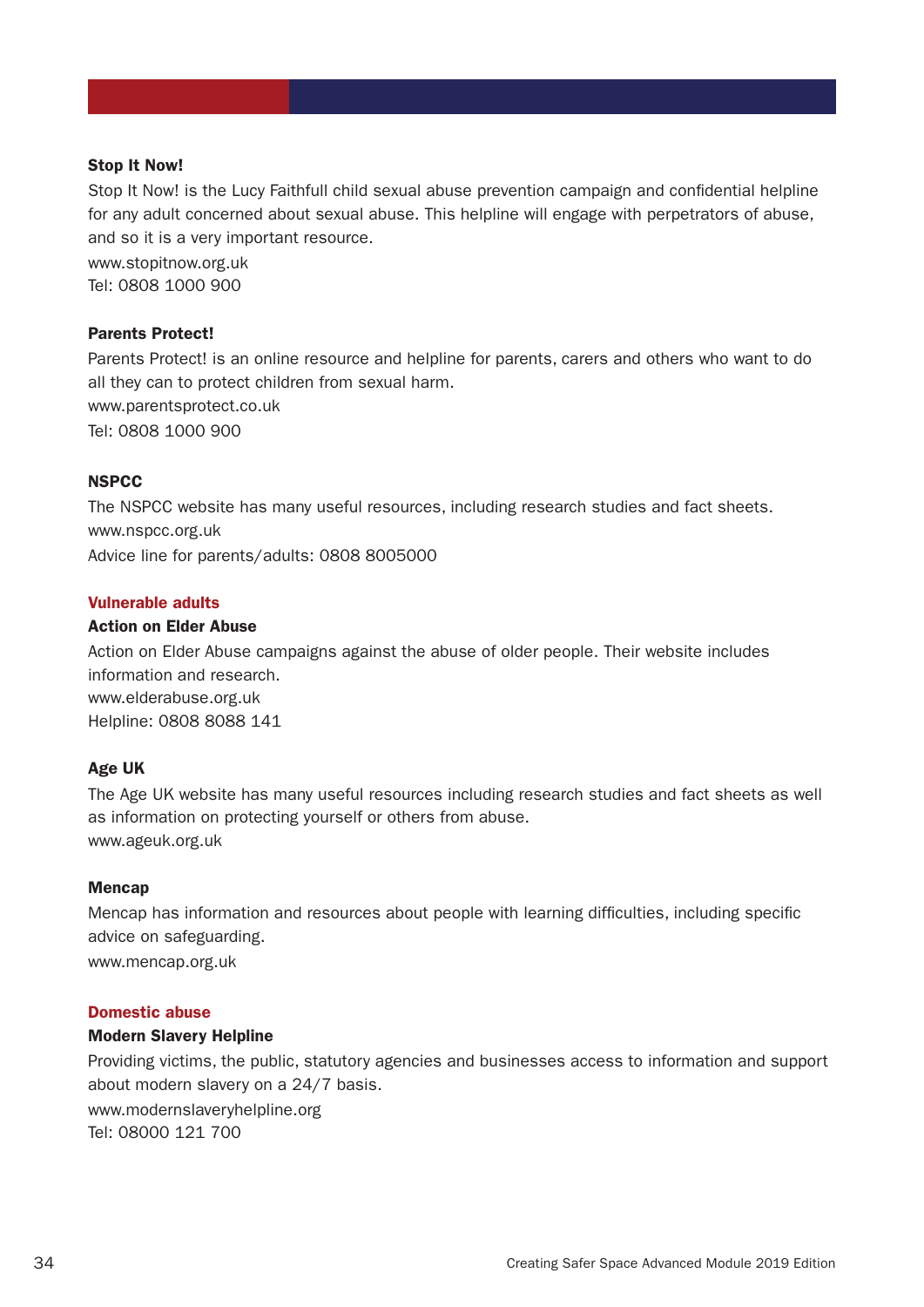### Stop It Now!

Stop It Now! is the Lucy Faithfull child sexual abuse prevention campaign and confidential helpline for any adult concerned about sexual abuse. This helpline will engage with perpetrators of abuse, and so it is a very important resource.
www.stopitnow.org.uk
Tel: 0808 1000 900

### Parents Protect!

Parents Protect! is an online resource and helpline for parents, carers and others who want to do all they can to protect children from sexual harm.
www.parentsprotect.co.uk
Tel: 0808 1000 900

### NSPCC

The NSPCC website has many useful resources, including research studies and fact sheets.
www.nspcc.org.uk
Advice line for parents/adults: 0808 8005000

## Vulnerable adults

### Action on Elder Abuse

Action on Elder Abuse campaigns against the abuse of older people. Their website includes information and research.
www.elderabuse.org.uk
Helpline: 0808 8088 141

### Age UK

The Age UK website has many useful resources including research studies and fact sheets as well as information on protecting yourself or others from abuse.
www.ageuk.org.uk

### Mencap

Mencap has information and resources about people with learning difficulties, including specific advice on safeguarding.
www.mencap.org.uk

## Domestic abuse

### Modern Slavery Helpline

Providing victims, the public, statutory agencies and businesses access to information and support about modern slavery on a 24/7 basis.
www.modernslaveryhelpline.org
Tel: 08000 121 700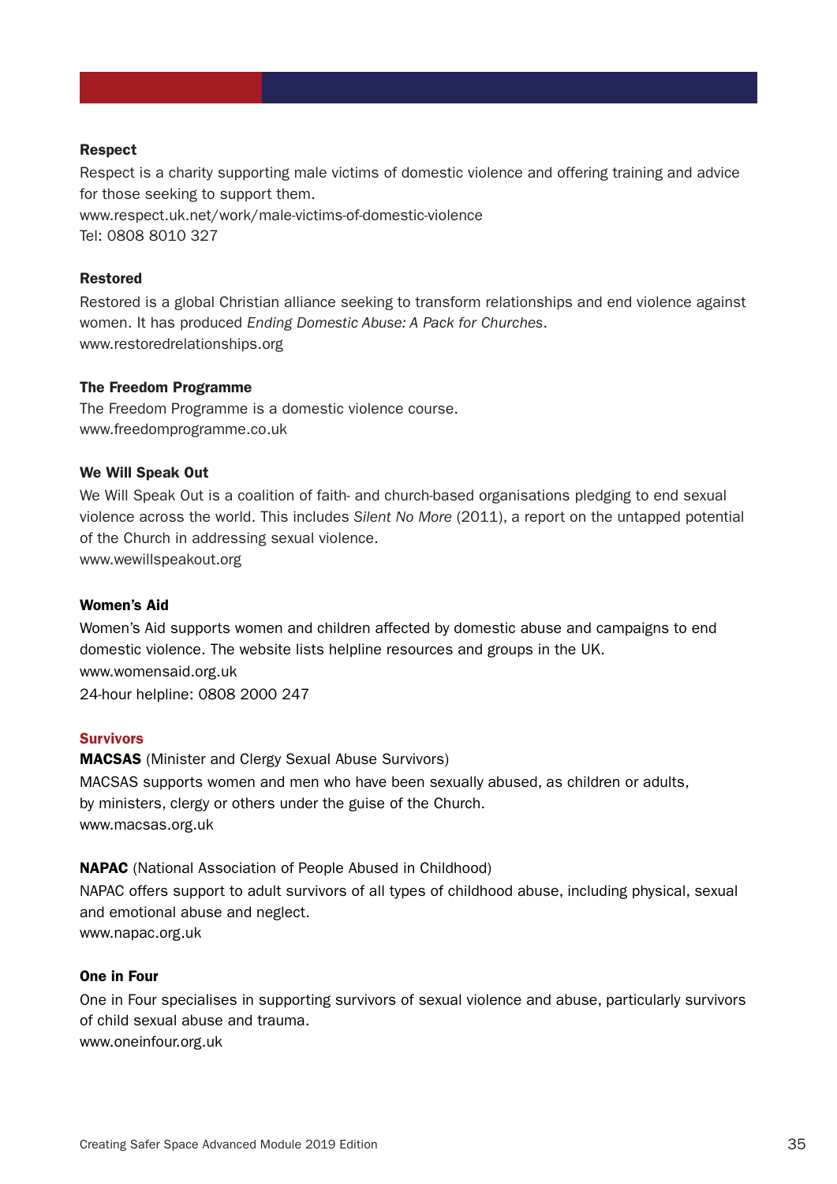**Respect**

Respect is a charity supporting male victims of domestic violence and offering training and advice for those seeking to support them.
www.respect.uk.net/work/male-victims-of-domestic-violence
Tel: 0808 8010 327

**Restored**

Restored is a global Christian alliance seeking to transform relationships and end violence against women. It has produced *Ending Domestic Abuse: A Pack for Churches*.
www.restoredrelationships.org

**The Freedom Programme**

The Freedom Programme is a domestic violence course.
www.freedomprogramme.co.uk

**We Will Speak Out**

We Will Speak Out is a coalition of faith- and church-based organisations pledging to end sexual violence across the world. This includes *Silent No More* (2011), a report on the untapped potential of the Church in addressing sexual violence.
www.wewillspeakout.org

**Women's Aid**

Women's Aid supports women and children affected by domestic abuse and campaigns to end domestic violence. The website lists helpline resources and groups in the UK.
www.womensaid.org.uk
24-hour helpline: 0808 2000 247

## Survivors

**MACSAS** (Minister and Clergy Sexual Abuse Survivors)

MACSAS supports women and men who have been sexually abused, as children or adults, by ministers, clergy or others under the guise of the Church.
www.macsas.org.uk

**NAPAC** (National Association of People Abused in Childhood)

NAPAC offers support to adult survivors of all types of childhood abuse, including physical, sexual and emotional abuse and neglect.
www.napac.org.uk

**One in Four**

One in Four specialises in supporting survivors of sexual violence and abuse, particularly survivors of child sexual abuse and trauma.
www.oneinfour.org.uk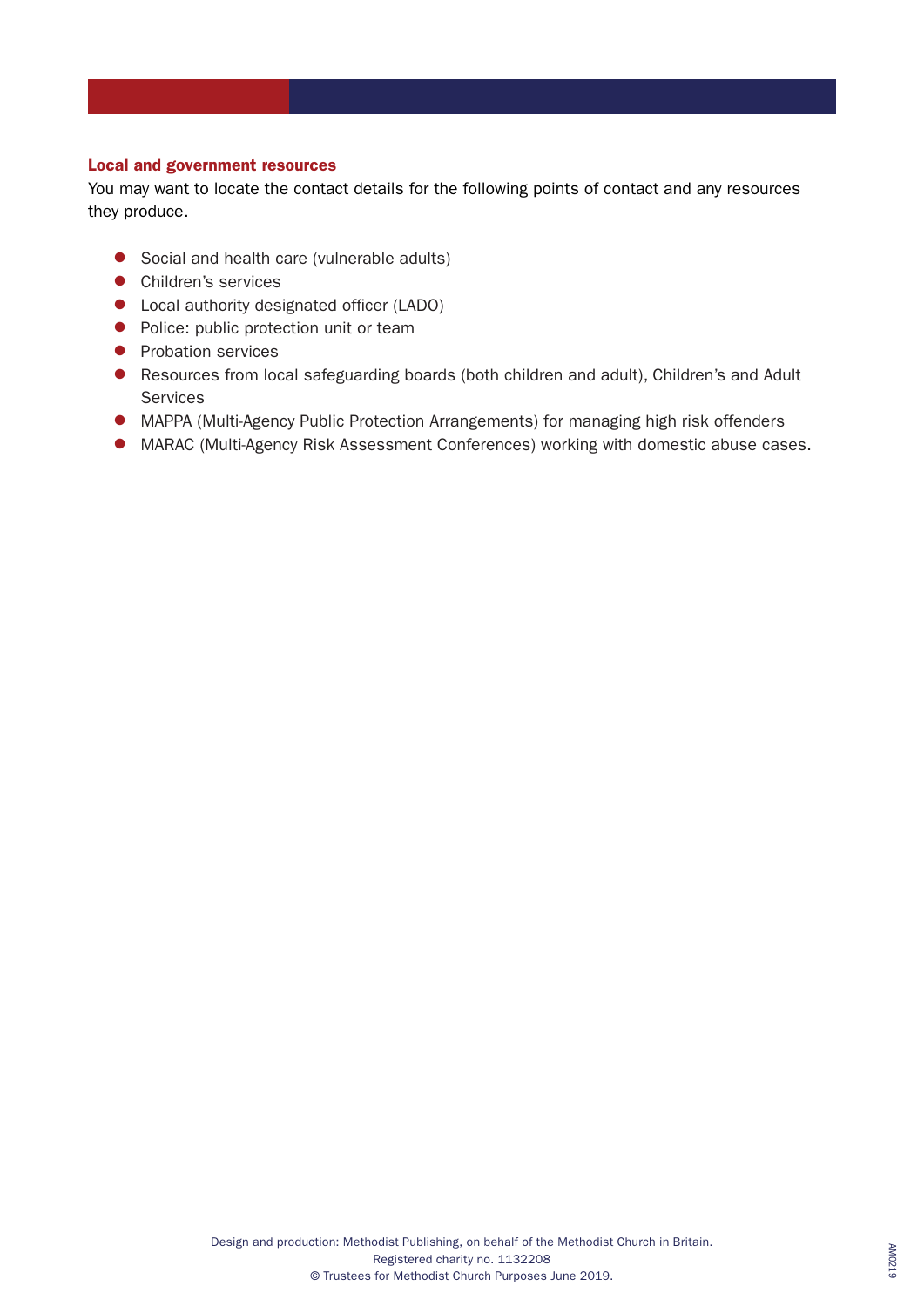### Local and government resources

You may want to locate the contact details for the following points of contact and any resources they produce.

- Social and health care (vulnerable adults)
- Children's services
- Local authority designated officer (LADO)
- Police: public protection unit or team
- Probation services
- Resources from local safeguarding boards (both children and adult), Children's and Adult Services
- MAPPA (Multi-Agency Public Protection Arrangements) for managing high risk offenders
- MARAC (Multi-Agency Risk Assessment Conferences) working with domestic abuse cases.

Design and production: Methodist Publishing, on behalf of the Methodist Church in Britain.
Registered charity no. 1132208
© Trustees for Methodist Church Purposes June 2019.

AM0219